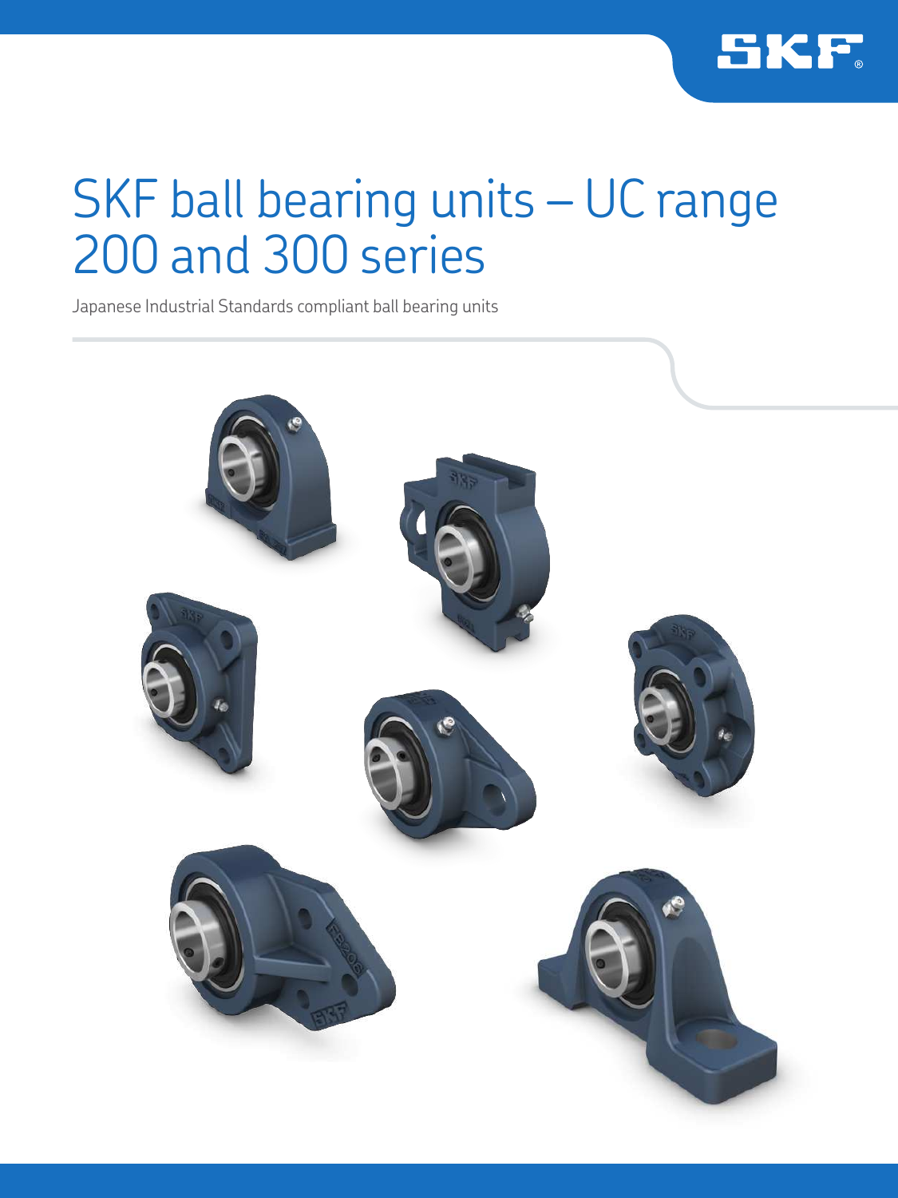# SKF ball bearing units – UC range 200 and 300 series

Japanese Industrial Standards compliant ball bearing units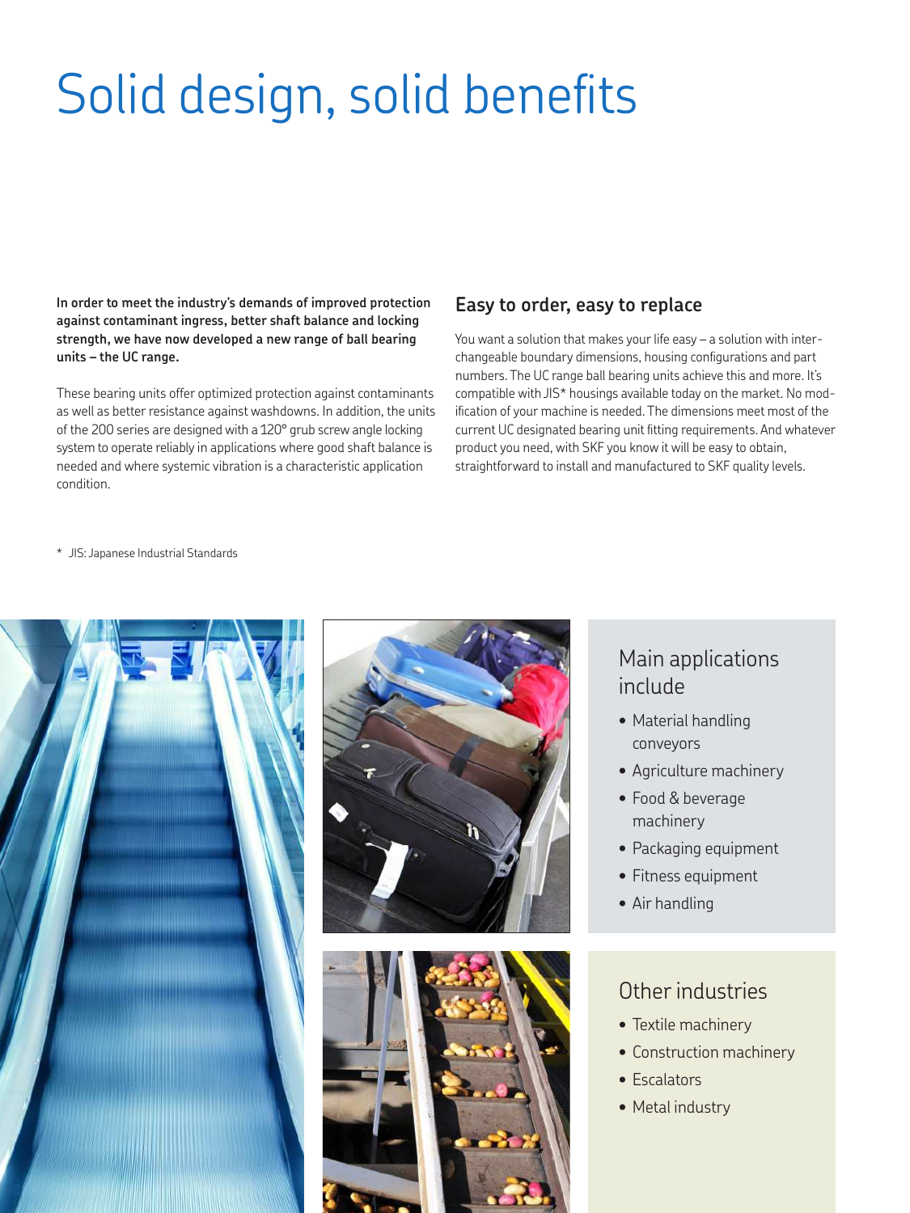# Solid design, solid benefits

**In order to meet the industry's demands of improved protection against contaminant ingress, better shaft balance and locking strength, we have now developed a new range of ball bearing units – the UC range.**

These bearing units offer optimized protection against contaminants as well as better resistance against washdowns. In addition, the units of the 200 series are designed with a 120° grub screw angle locking system to operate reliably in applications where good shaft balance is needed and where systemic vibration is a characteristic application condition.

## Easy to order, easy to replace

You want a solution that makes your life easy – a solution with interchangeable boundary dimensions, housing configurations and part numbers. The UC range ball bearing units achieve this and more. It's compatible with JIS* housings available today on the market. No modification of your machine is needed. The dimensions meet most of the current UC designated bearing unit fitting requirements. And whatever product you need, with SKF you know it will be easy to obtain, straightforward to install and manufactured to SKF quality levels.

\* JIS: Japanese Industrial Standards

### Main applications include

- Material handling conveyors
- Agriculture machinery
- Food & beverage machinery
- Packaging equipment
- Fitness equipment
- Air handling

### Other industries

- Textile machinery
- Construction machinery
- Escalators
- Metal industry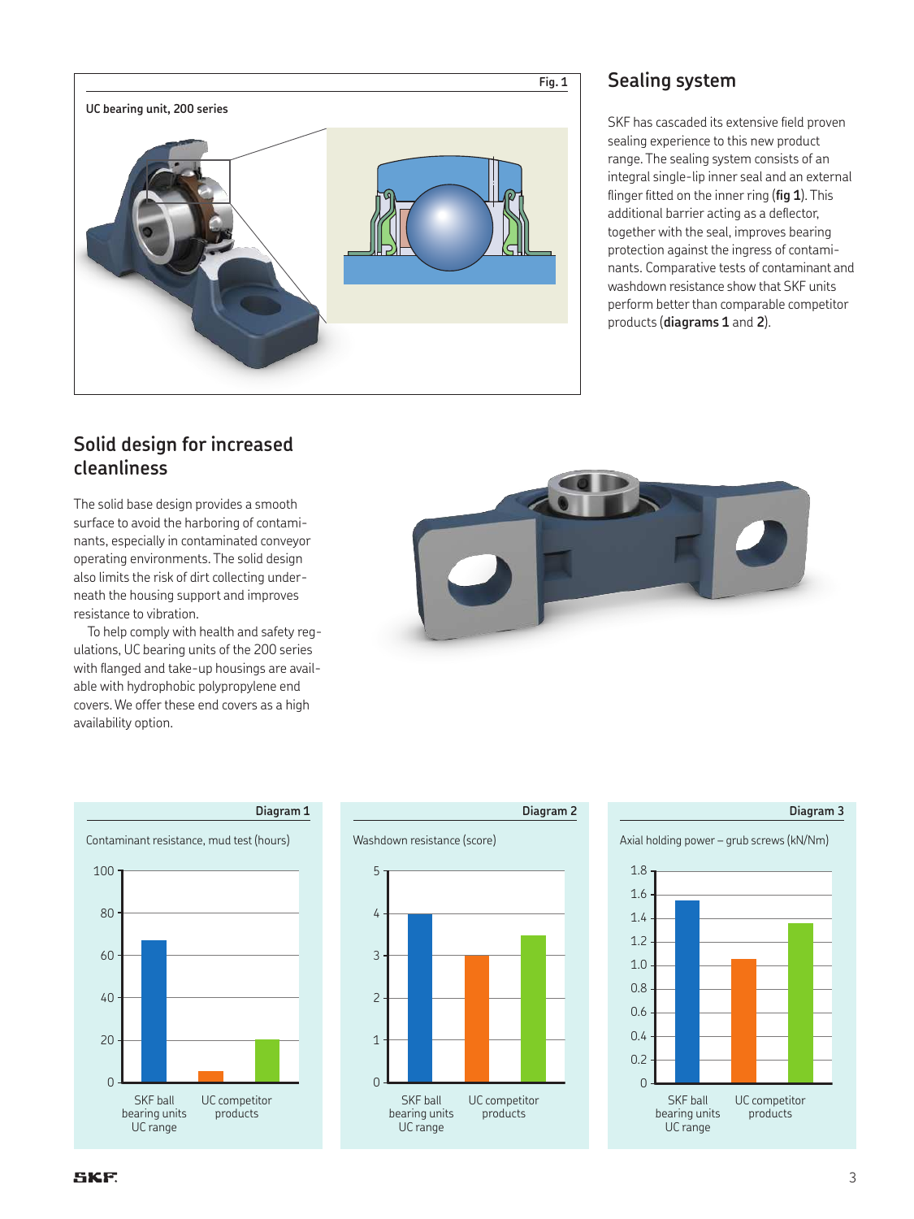**Fig. 1**

UC bearing unit, 200 series

## Sealing system

SKF has cascaded its extensive field proven sealing experience to this new product range. The sealing system consists of an integral single-lip inner seal and an external flinger fitted on the inner ring (**fig 1**). This additional barrier acting as a deflector, together with the seal, improves bearing protection against the ingress of contaminants. Comparative tests of contaminant and washdown resistance show that SKF units perform better than comparable competitor products (**diagrams 1** and **2**).

## Solid design for increased cleanliness

The solid base design provides a smooth surface to avoid the harboring of contaminants, especially in contaminated conveyor operating environments. The solid design also limits the risk of dirt collecting underneath the housing support and improves resistance to vibration.

To help comply with health and safety regulations, UC bearing units of the 200 series with flanged and take-up housings are available with hydrophobic polypropylene end covers. We offer these end covers as a high availability option.

**Diagram 1**

Contaminant resistance, mud test (hours)

| | Value (approx.) |
|---|---|
| SKF ball bearing units UC range | 67 |
| UC competitor products | 5 |
| UC competitor products | 20 |

**Diagram 2**

Washdown resistance (score)

| | Value (approx.) |
|---|---|
| SKF ball bearing units UC range | 4 |
| UC competitor products | 3 |
| UC competitor products | 3.5 |

**Diagram 3**

Axial holding power – grub screws (kN/Nm)

| | Value (approx.) |
|---|---|
| SKF ball bearing units UC range | 1.55 |
| UC competitor products | 1.05 |
| UC competitor products | 1.36 |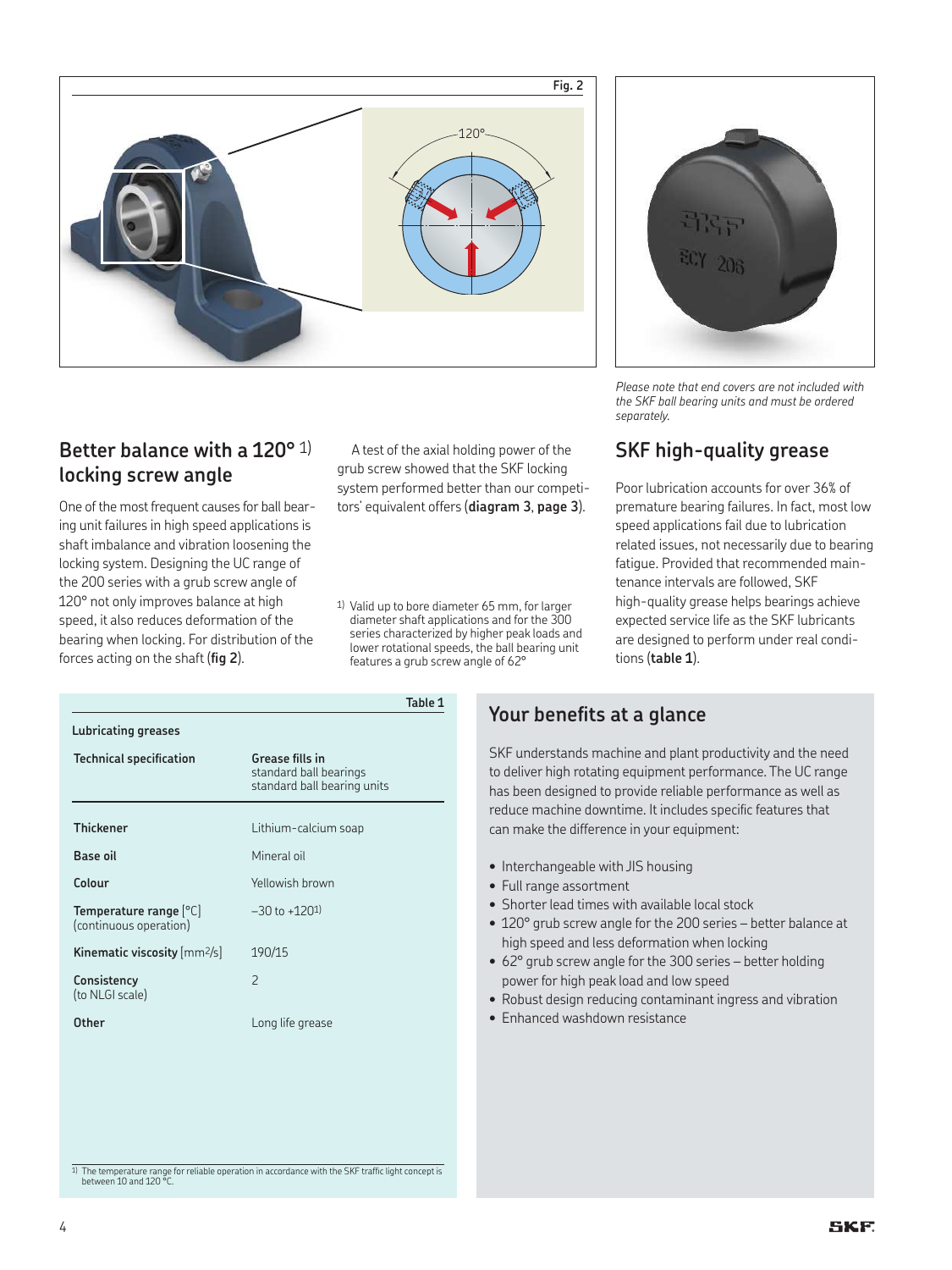Fig. 2

*Please note that end covers are not included with the SKF ball bearing units and must be ordered separately.*

## Better balance with a 120° [1] locking screw angle

One of the most frequent causes for ball bearing unit failures in high speed applications is shaft imbalance and vibration loosening the locking system. Designing the UC range of the 200 series with a grub screw angle of 120° not only improves balance at high speed, it also reduces deformation of the bearing when locking. For distribution of the forces acting on the shaft (**fig 2**).

A test of the axial holding power of the grub screw showed that the SKF locking system performed better than our competitors' equivalent offers (**diagram 3**, **page 3**).

[1] Valid up to bore diameter 65 mm, for larger diameter shaft applications and for the 300 series characterized by higher peak loads and lower rotational speeds, the ball bearing unit features a grub screw angle of 62°

## SKF high-quality grease

Poor lubrication accounts for over 36% of premature bearing failures. In fact, most low speed applications fail due to lubrication related issues, not necessarily due to bearing fatigue. Provided that recommended maintenance intervals are followed, SKF high-quality grease helps bearings achieve expected service life as the SKF lubricants are designed to perform under real conditions (**table 1**).

**Table 1**

**Lubricating greases**

| **Technical specification** | **Grease fills in** standard ball bearings standard ball bearing units |
|---|---|
| **Thickener** | Lithium-calcium soap |
| **Base oil** | Mineral oil |
| **Colour** | Yellowish brown |
| **Temperature range** [°C] (continuous operation) | –30 to +120[1] |
| **Kinematic viscosity** [mm²/s] | 190/15 |
| **Consistency** (to NLGI scale) | 2 |
| **Other** | Long life grease |

[1] The temperature range for reliable operation in accordance with the SKF traffic light concept is between 10 and 120 °C.

## Your benefits at a glance

SKF understands machine and plant productivity and the need to deliver high rotating equipment performance. The UC range has been designed to provide reliable performance as well as reduce machine downtime. It includes specific features that can make the difference in your equipment:

- Interchangeable with JIS housing
- Full range assortment
- Shorter lead times with available local stock
- 120° grub screw angle for the 200 series – better balance at high speed and less deformation when locking
- 62° grub screw angle for the 300 series – better holding power for high peak load and low speed
- Robust design reducing contaminant ingress and vibration
- Enhanced washdown resistance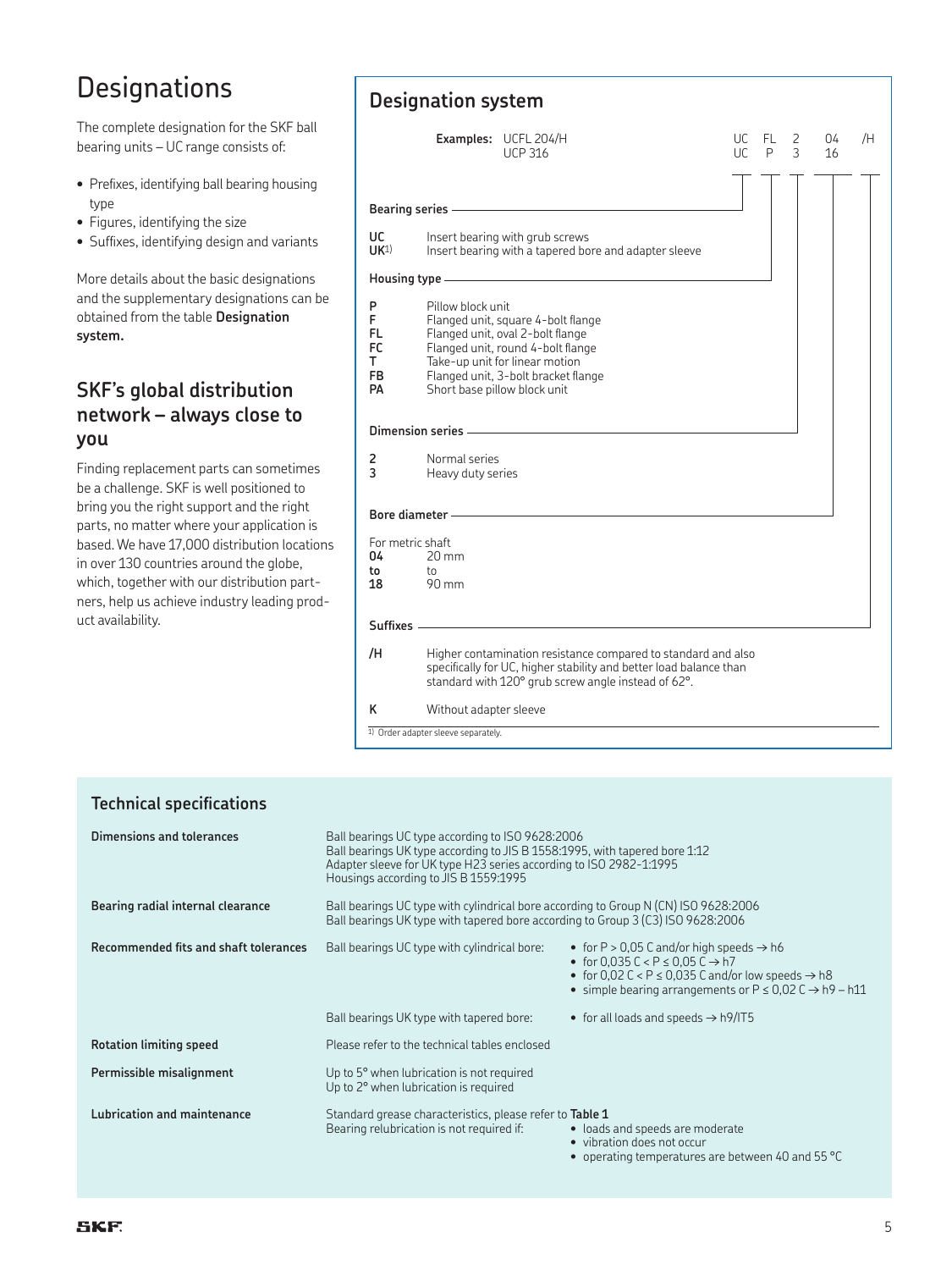# Designations

The complete designation for the SKF ball bearing units – UC range consists of:

- Prefixes, identifying ball bearing housing type
- Figures, identifying the size
- Suffixes, identifying design and variants

More details about the basic designations and the supplementary designations can be obtained from the table **Designation system.**

## SKF's global distribution network – always close to you

Finding replacement parts can sometimes be a challenge. SKF is well positioned to bring you the right support and the right parts, no matter where your application is based. We have 17,000 distribution locations in over 130 countries around the globe, which, together with our distribution partners, help us achieve industry leading product availability.

## Designation system

**Examples:** UCFL 204/H — UC FL 2 04 /H
UCP 316 — UC P 3 16

**Bearing series**

| | |
|---|---|
| **UC** | Insert bearing with grub screws |
| **UK**[1] | Insert bearing with a tapered bore and adapter sleeve |

**Housing type**

| | |
|---|---|
| **P** | Pillow block unit |
| **F** | Flanged unit, square 4-bolt flange |
| **FL** | Flanged unit, oval 2-bolt flange |
| **FC** | Flanged unit, round 4-bolt flange |
| **T** | Take-up unit for linear motion |
| **FB** | Flanged unit, 3-bolt bracket flange |
| **PA** | Short base pillow block unit |

**Dimension series**

| | |
|---|---|
| **2** | Normal series |
| **3** | Heavy duty series |

**Bore diameter**

For metric shaft

| | |
|---|---|
| **04** | 20 mm |
| **to** | to |
| **18** | 90 mm |

**Suffixes**

| | |
|---|---|
| **/H** | Higher contamination resistance compared to standard and also specifically for UC, higher stability and better load balance than standard with 120° grub screw angle instead of 62°. |
| **K** | Without adapter sleeve |

[1] Order adapter sleeve separately.

## Technical specifications

| | | |
|---|---|---|
| **Dimensions and tolerances** | Ball bearings UC type according to ISO 9628:2006<br>Ball bearings UK type according to JIS B 1558:1995, with tapered bore 1:12<br>Adapter sleeve for UK type H23 series according to ISO 2982-1:1995<br>Housings according to JIS B 1559:1995 | |
| **Bearing radial internal clearance** | Ball bearings UC type with cylindrical bore according to Group N (CN) ISO 9628:2006<br>Ball bearings UK type with tapered bore according to Group 3 (C3) ISO 9628:2006 | |
| **Recommended fits and shaft tolerances** | Ball bearings UC type with cylindrical bore: | • for P > 0,05 C and/or high speeds → h6<br>• for 0,035 C < P ≤ 0,05 C → h7<br>• for 0,02 C < P ≤ 0,035 C and/or low speeds → h8<br>• simple bearing arrangements or P ≤ 0,02 C → h9 – h11 |
| | Ball bearings UK type with tapered bore: | • for all loads and speeds → h9/IT5 |
| **Rotation limiting speed** | Please refer to the technical tables enclosed | |
| **Permissible misalignment** | Up to 5° when lubrication is not required<br>Up to 2° when lubrication is required | |
| **Lubrication and maintenance** | Standard grease characteristics, please refer to **Table 1**<br>Bearing relubrication is not required if: | • loads and speeds are moderate<br>• vibration does not occur<br>• operating temperatures are between 40 and 55 °C |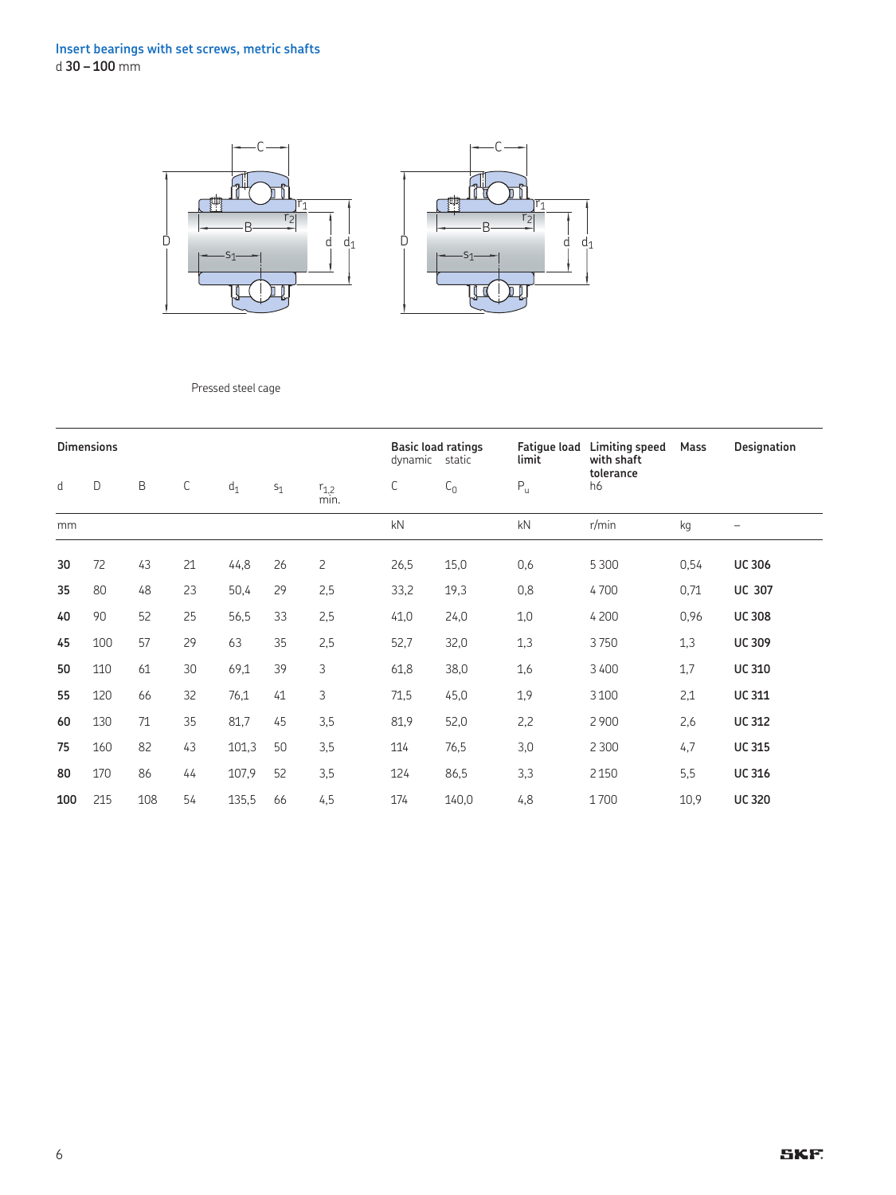## Insert bearings with set screws, metric shafts

d **30 – 100** mm

Pressed steel cage

| Dimensions | | | | | | | Basic load ratings dynamic | static | Fatigue load limit | Limiting speed with shaft tolerance | Mass | Designation |
|---|---|---|---|---|---|---|---|---|---|---|---|---|
| d | D | B | C | $d_1$ | $s_1$ | $r_{1,2}$ min. | C | $C_0$ | $P_u$ | h6 | | |
| mm | | | | | | | kN | | kN | r/min | kg | – |
| **30** | 72 | 43 | 21 | 44,8 | 26 | 2 | 26,5 | 15,0 | 0,6 | 5 300 | 0,54 | **UC 306** |
| **35** | 80 | 48 | 23 | 50,4 | 29 | 2,5 | 33,2 | 19,3 | 0,8 | 4 700 | 0,71 | **UC 307** |
| **40** | 90 | 52 | 25 | 56,5 | 33 | 2,5 | 41,0 | 24,0 | 1,0 | 4 200 | 0,96 | **UC 308** |
| **45** | 100 | 57 | 29 | 63 | 35 | 2,5 | 52,7 | 32,0 | 1,3 | 3 750 | 1,3 | **UC 309** |
| **50** | 110 | 61 | 30 | 69,1 | 39 | 3 | 61,8 | 38,0 | 1,6 | 3 400 | 1,7 | **UC 310** |
| **55** | 120 | 66 | 32 | 76,1 | 41 | 3 | 71,5 | 45,0 | 1,9 | 3 100 | 2,1 | **UC 311** |
| **60** | 130 | 71 | 35 | 81,7 | 45 | 3,5 | 81,9 | 52,0 | 2,2 | 2 900 | 2,6 | **UC 312** |
| **75** | 160 | 82 | 43 | 101,3 | 50 | 3,5 | 114 | 76,5 | 3,0 | 2 300 | 4,7 | **UC 315** |
| **80** | 170 | 86 | 44 | 107,9 | 52 | 3,5 | 124 | 86,5 | 3,3 | 2 150 | 5,5 | **UC 316** |
| **100** | 215 | 108 | 54 | 135,5 | 66 | 4,5 | 174 | 140,0 | 4,8 | 1 700 | 10,9 | **UC 320** |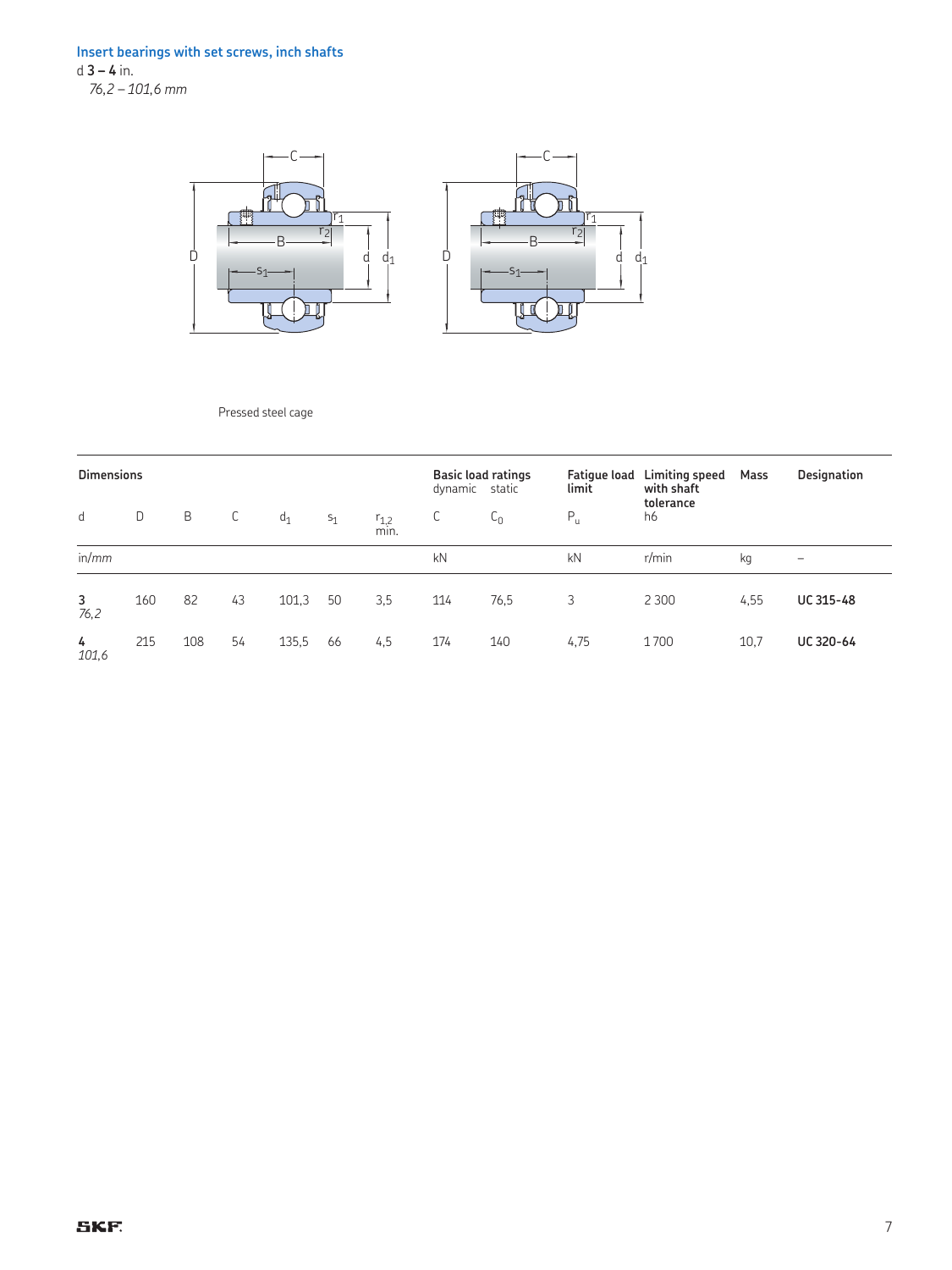## Insert bearings with set screws, inch shafts

d **3 – 4** in.
*76,2 – 101,6 mm*

Pressed steel cage

| Dimensions | | | | | | | Basic load ratings dynamic | static | Fatigue load limit | Limiting speed with shaft tolerance | Mass | Designation |
|---|---|---|---|---|---|---|---|---|---|---|---|---|
| d | D | B | C | $d_1$ | $s_1$ | $r_{1,2}$ min. | C | $C_0$ | $P_u$ | h6 | | |
| in/mm | | | | | | | kN | | kN | r/min | kg | – |
| **3** *76,2* | 160 | 82 | 43 | 101,3 | 50 | 3,5 | 114 | 76,5 | 3 | 2 300 | 4,55 | **UC 315-48** |
| **4** *101,6* | 215 | 108 | 54 | 135,5 | 66 | 4,5 | 174 | 140 | 4,75 | 1 700 | 10,7 | **UC 320-64** |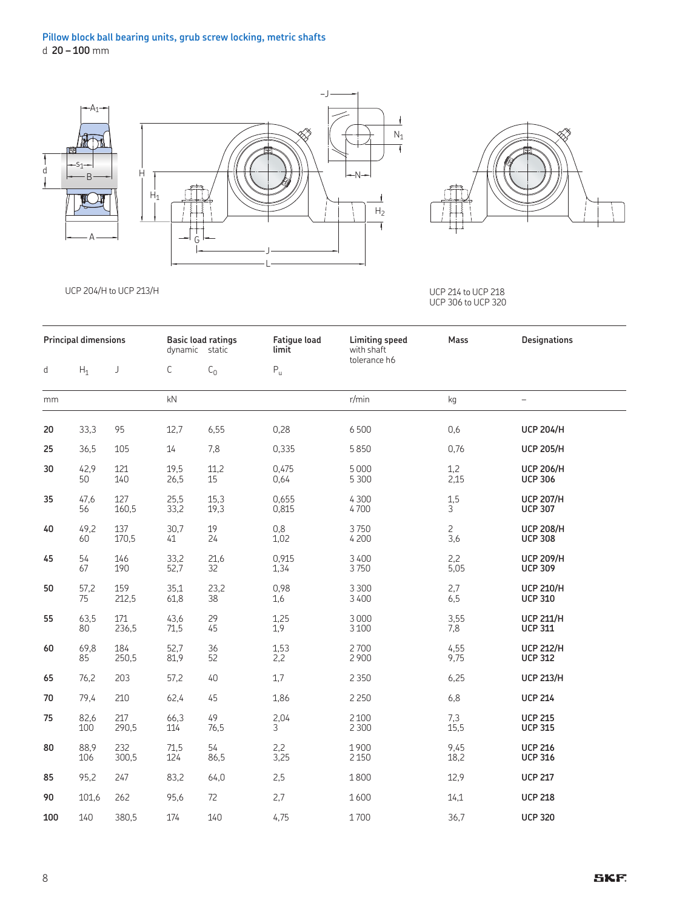## Pillow block ball bearing units, grub screw locking, metric shafts

d **20 – 100** mm

UCP 204/H to UCP 213/H

UCP 214 to UCP 218
UCP 306 to UCP 320

| Principal dimensions | | | Basic load ratings dynamic | static | Fatigue load limit | Limiting speed with shaft tolerance h6 | Mass | Designations |
|---|---|---|---|---|---|---|---|---|
| d | $H_1$ | J | C | $C_0$ | $P_u$ | | | |
| mm | | | kN | | | r/min | kg | – |
| **20** | 33,3 | 95 | 12,7 | 6,55 | 0,28 | 6 500 | 0,6 | **UCP 204/H** |
| **25** | 36,5 | 105 | 14 | 7,8 | 0,335 | 5 850 | 0,76 | **UCP 205/H** |
| **30** | 42,9 | 121 | 19,5 | 11,2 | 0,475 | 5 000 | 1,2 | **UCP 206/H** |
| | 50 | 140 | 26,5 | 15 | 0,64 | 5 300 | 2,15 | **UCP 306** |
| **35** | 47,6 | 127 | 25,5 | 15,3 | 0,655 | 4 300 | 1,5 | **UCP 207/H** |
| | 56 | 160,5 | 33,2 | 19,3 | 0,815 | 4 700 | 3 | **UCP 307** |
| **40** | 49,2 | 137 | 30,7 | 19 | 0,8 | 3 750 | 2 | **UCP 208/H** |
| | 60 | 170,5 | 41 | 24 | 1,02 | 4 200 | 3,6 | **UCP 308** |
| **45** | 54 | 146 | 33,2 | 21,6 | 0,915 | 3 400 | 2,2 | **UCP 209/H** |
| | 67 | 190 | 52,7 | 32 | 1,34 | 3 750 | 5,05 | **UCP 309** |
| **50** | 57,2 | 159 | 35,1 | 23,2 | 0,98 | 3 300 | 2,7 | **UCP 210/H** |
| | 75 | 212,5 | 61,8 | 38 | 1,6 | 3 400 | 6,5 | **UCP 310** |
| **55** | 63,5 | 171 | 43,6 | 29 | 1,25 | 3 000 | 3,55 | **UCP 211/H** |
| | 80 | 236,5 | 71,5 | 45 | 1,9 | 3 100 | 7,8 | **UCP 311** |
| **60** | 69,8 | 184 | 52,7 | 36 | 1,53 | 2 700 | 4,55 | **UCP 212/H** |
| | 85 | 250,5 | 81,9 | 52 | 2,2 | 2 900 | 9,75 | **UCP 312** |
| **65** | 76,2 | 203 | 57,2 | 40 | 1,7 | 2 350 | 6,25 | **UCP 213/H** |
| **70** | 79,4 | 210 | 62,4 | 45 | 1,86 | 2 250 | 6,8 | **UCP 214** |
| **75** | 82,6 | 217 | 66,3 | 49 | 2,04 | 2 100 | 7,3 | **UCP 215** |
| | 100 | 290,5 | 114 | 76,5 | 3 | 2 300 | 15,5 | **UCP 315** |
| **80** | 88,9 | 232 | 71,5 | 54 | 2,2 | 1 900 | 9,45 | **UCP 216** |
| | 106 | 300,5 | 124 | 86,5 | 3,25 | 2 150 | 18,2 | **UCP 316** |
| **85** | 95,2 | 247 | 83,2 | 64,0 | 2,5 | 1 800 | 12,9 | **UCP 217** |
| **90** | 101,6 | 262 | 95,6 | 72 | 2,7 | 1 600 | 14,1 | **UCP 218** |
| **100** | 140 | 380,5 | 174 | 140 | 4,75 | 1 700 | 36,7 | **UCP 320** |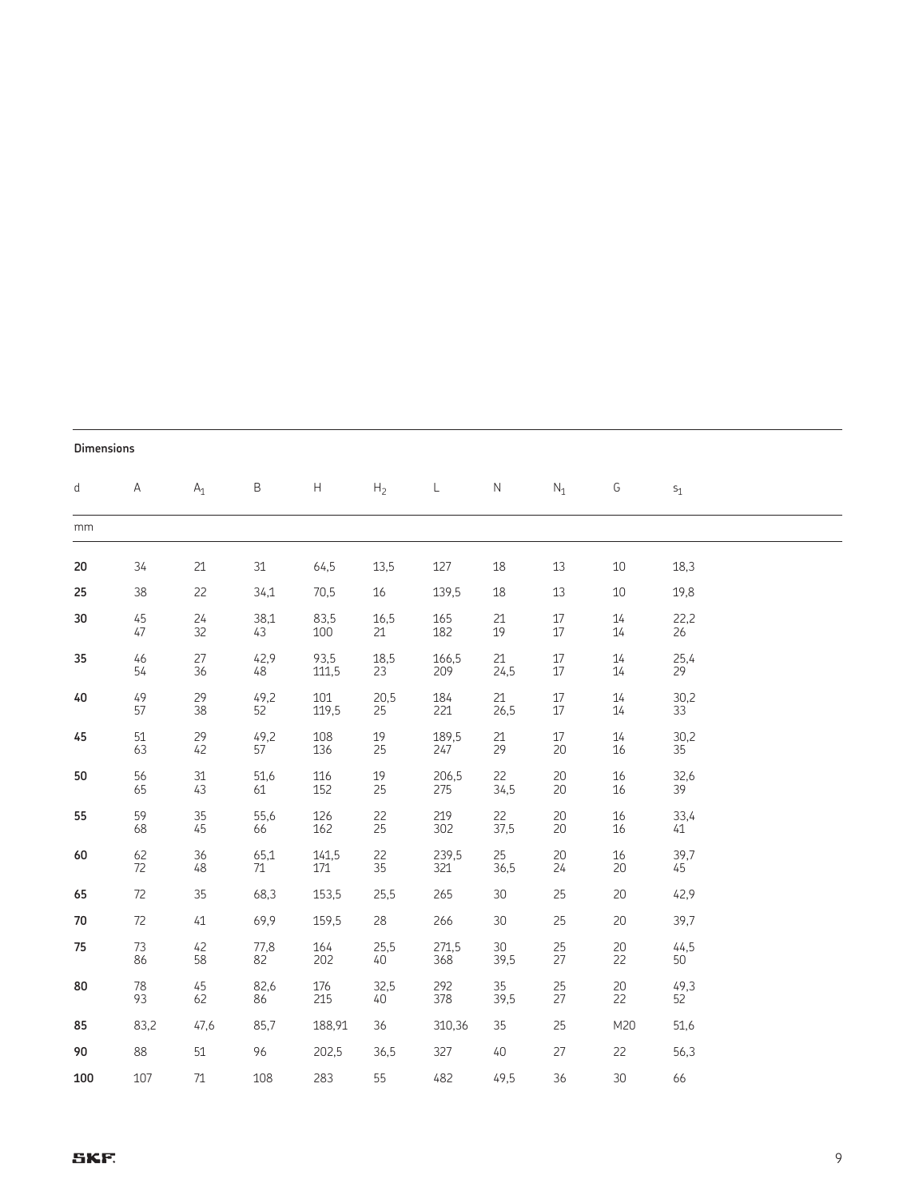**Dimensions**

| d | A | $A_1$ | B | H | $H_2$ | L | N | $N_1$ | G | $s_1$ |
|---|---|---|---|---|---|---|---|---|---|---|
| mm | | | | | | | | | | |
| **20** | 34 | 21 | 31 | 64,5 | 13,5 | 127 | 18 | 13 | 10 | 18,3 |
| **25** | 38 | 22 | 34,1 | 70,5 | 16 | 139,5 | 18 | 13 | 10 | 19,8 |
| **30** | 45 | 24 | 38,1 | 83,5 | 16,5 | 165 | 21 | 17 | 14 | 22,2 |
| | 47 | 32 | 43 | 100 | 21 | 182 | 19 | 17 | 14 | 26 |
| **35** | 46 | 27 | 42,9 | 93,5 | 18,5 | 166,5 | 21 | 17 | 14 | 25,4 |
| | 54 | 36 | 48 | 111,5 | 23 | 209 | 24,5 | 17 | 14 | 29 |
| **40** | 49 | 29 | 49,2 | 101 | 20,5 | 184 | 21 | 17 | 14 | 30,2 |
| | 57 | 38 | 52 | 119,5 | 25 | 221 | 26,5 | 17 | 14 | 33 |
| **45** | 51 | 29 | 49,2 | 108 | 19 | 189,5 | 21 | 17 | 14 | 30,2 |
| | 63 | 42 | 57 | 136 | 25 | 247 | 29 | 20 | 16 | 35 |
| **50** | 56 | 31 | 51,6 | 116 | 19 | 206,5 | 22 | 20 | 16 | 32,6 |
| | 65 | 43 | 61 | 152 | 25 | 275 | 34,5 | 20 | 16 | 39 |
| **55** | 59 | 35 | 55,6 | 126 | 22 | 219 | 22 | 20 | 16 | 33,4 |
| | 68 | 45 | 66 | 162 | 25 | 302 | 37,5 | 20 | 16 | 41 |
| **60** | 62 | 36 | 65,1 | 141,5 | 22 | 239,5 | 25 | 20 | 16 | 39,7 |
| | 72 | 48 | 71 | 171 | 35 | 321 | 36,5 | 24 | 20 | 45 |
| **65** | 72 | 35 | 68,3 | 153,5 | 25,5 | 265 | 30 | 25 | 20 | 42,9 |
| **70** | 72 | 41 | 69,9 | 159,5 | 28 | 266 | 30 | 25 | 20 | 39,7 |
| **75** | 73 | 42 | 77,8 | 164 | 25,5 | 271,5 | 30 | 25 | 20 | 44,5 |
| | 86 | 58 | 82 | 202 | 40 | 368 | 39,5 | 27 | 22 | 50 |
| **80** | 78 | 45 | 82,6 | 176 | 32,5 | 292 | 35 | 25 | 20 | 49,3 |
| | 93 | 62 | 86 | 215 | 40 | 378 | 39,5 | 27 | 22 | 52 |
| **85** | 83,2 | 47,6 | 85,7 | 188,91 | 36 | 310,36 | 35 | 25 | M20 | 51,6 |
| **90** | 88 | 51 | 96 | 202,5 | 36,5 | 327 | 40 | 27 | 22 | 56,3 |
| **100** | 107 | 71 | 108 | 283 | 55 | 482 | 49,5 | 36 | 30 | 66 |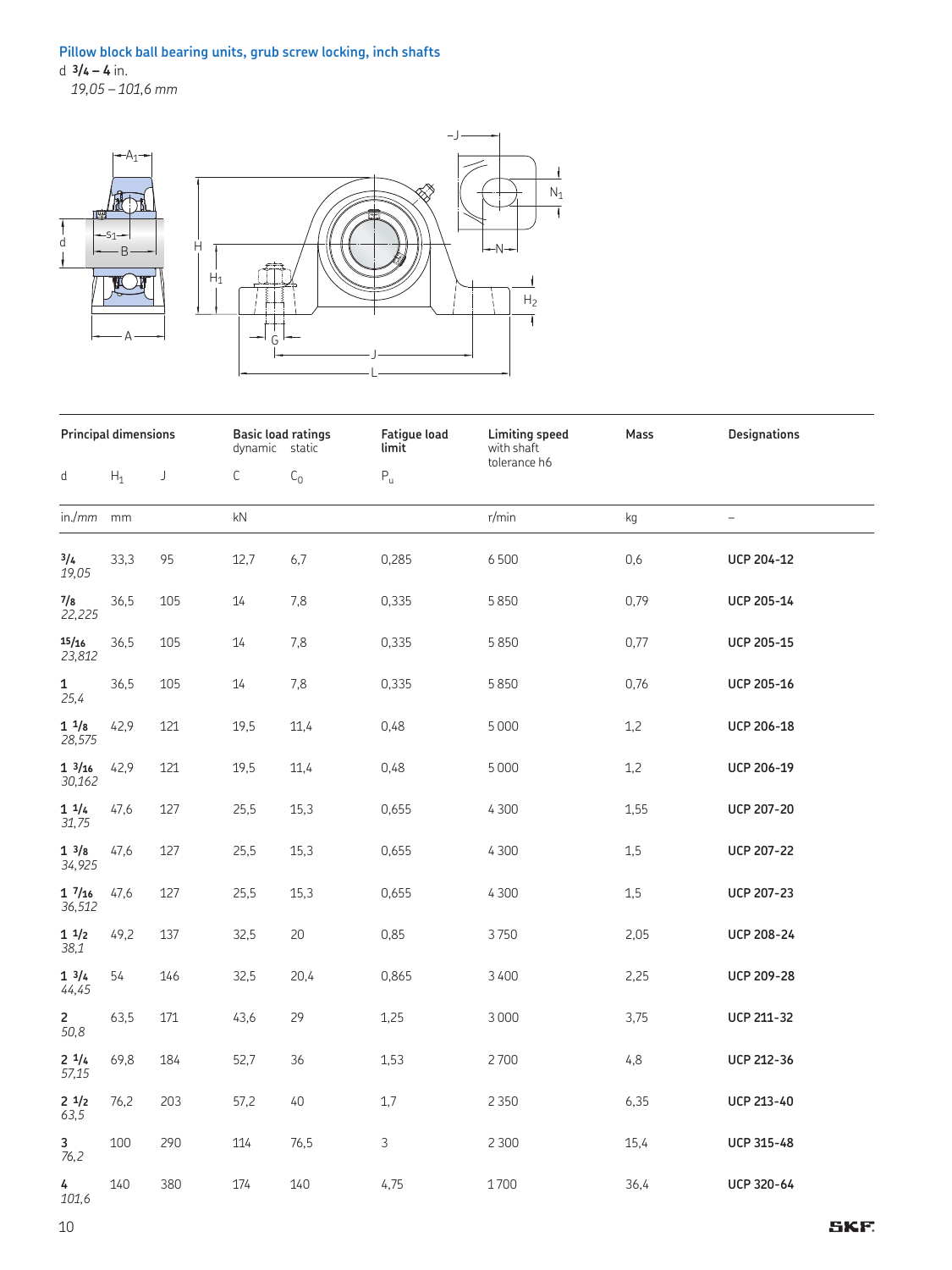## Pillow block ball bearing units, grub screw locking, inch shafts

d **3/4 – 4** in.
*19,05 – 101,6 mm*

| Principal dimensions | | | Basic load ratings dynamic | static | Fatigue load limit | Limiting speed with shaft tolerance h6 | Mass | Designations |
|---|---|---|---|---|---|---|---|---|
| d | $H_1$ | J | C | $C_0$ | $P_u$ | | | |
| in./*mm* | mm | | kN | | | r/min | kg | – |
| **3/4** *19,05* | 33,3 | 95 | 12,7 | 6,7 | 0,285 | 6 500 | 0,6 | **UCP 204-12** |
| **7/8** *22,225* | 36,5 | 105 | 14 | 7,8 | 0,335 | 5 850 | 0,79 | **UCP 205-14** |
| **15/16** *23,812* | 36,5 | 105 | 14 | 7,8 | 0,335 | 5 850 | 0,77 | **UCP 205-15** |
| **1** *25,4* | 36,5 | 105 | 14 | 7,8 | 0,335 | 5 850 | 0,76 | **UCP 205-16** |
| **1 1/8** *28,575* | 42,9 | 121 | 19,5 | 11,4 | 0,48 | 5 000 | 1,2 | **UCP 206-18** |
| **1 3/16** *30,162* | 42,9 | 121 | 19,5 | 11,4 | 0,48 | 5 000 | 1,2 | **UCP 206-19** |
| **1 1/4** *31,75* | 47,6 | 127 | 25,5 | 15,3 | 0,655 | 4 300 | 1,55 | **UCP 207-20** |
| **1 3/8** *34,925* | 47,6 | 127 | 25,5 | 15,3 | 0,655 | 4 300 | 1,5 | **UCP 207-22** |
| **1 7/16** *36,512* | 47,6 | 127 | 25,5 | 15,3 | 0,655 | 4 300 | 1,5 | **UCP 207-23** |
| **1 1/2** *38,1* | 49,2 | 137 | 32,5 | 20 | 0,85 | 3 750 | 2,05 | **UCP 208-24** |
| **1 3/4** *44,45* | 54 | 146 | 32,5 | 20,4 | 0,865 | 3 400 | 2,25 | **UCP 209-28** |
| **2** *50,8* | 63,5 | 171 | 43,6 | 29 | 1,25 | 3 000 | 3,75 | **UCP 211-32** |
| **2 1/4** *57,15* | 69,8 | 184 | 52,7 | 36 | 1,53 | 2 700 | 4,8 | **UCP 212-36** |
| **2 1/2** *63,5* | 76,2 | 203 | 57,2 | 40 | 1,7 | 2 350 | 6,35 | **UCP 213-40** |
| **3** *76,2* | 100 | 290 | 114 | 76,5 | 3 | 2 300 | 15,4 | **UCP 315-48** |
| **4** *101,6* | 140 | 380 | 174 | 140 | 4,75 | 1 700 | 36,4 | **UCP 320-64** |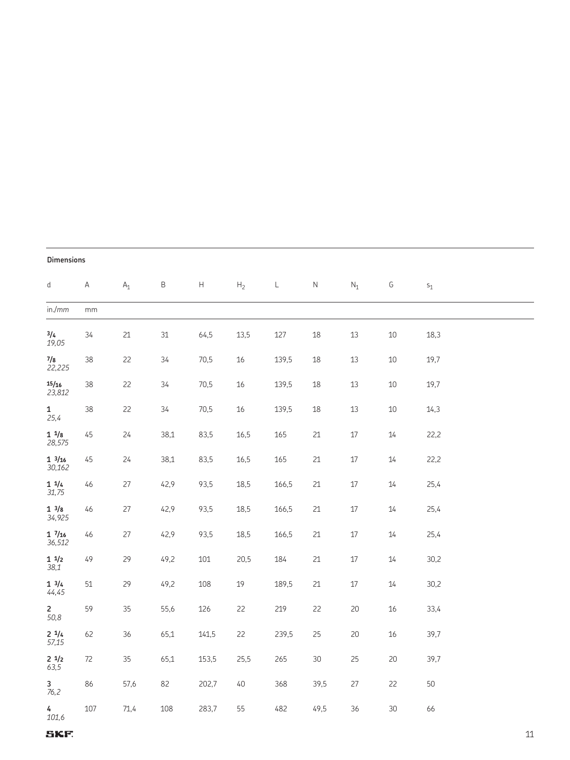**Dimensions**

| d | A | $A_1$ | B | H | $H_2$ | L | N | $N_1$ | G | $s_1$ |
|---|---|---|---|---|---|---|---|---|---|---|
| in./*mm* | mm | | | | | | | | | |
| **3/4** *19,05* | 34 | 21 | 31 | 64,5 | 13,5 | 127 | 18 | 13 | 10 | 18,3 |
| **7/8** *22,225* | 38 | 22 | 34 | 70,5 | 16 | 139,5 | 18 | 13 | 10 | 19,7 |
| **15/16** *23,812* | 38 | 22 | 34 | 70,5 | 16 | 139,5 | 18 | 13 | 10 | 19,7 |
| **1** *25,4* | 38 | 22 | 34 | 70,5 | 16 | 139,5 | 18 | 13 | 10 | 14,3 |
| **1 1/8** *28,575* | 45 | 24 | 38,1 | 83,5 | 16,5 | 165 | 21 | 17 | 14 | 22,2 |
| **1 3/16** *30,162* | 45 | 24 | 38,1 | 83,5 | 16,5 | 165 | 21 | 17 | 14 | 22,2 |
| **1 1/4** *31,75* | 46 | 27 | 42,9 | 93,5 | 18,5 | 166,5 | 21 | 17 | 14 | 25,4 |
| **1 3/8** *34,925* | 46 | 27 | 42,9 | 93,5 | 18,5 | 166,5 | 21 | 17 | 14 | 25,4 |
| **1 7/16** *36,512* | 46 | 27 | 42,9 | 93,5 | 18,5 | 166,5 | 21 | 17 | 14 | 25,4 |
| **1 1/2** *38,1* | 49 | 29 | 49,2 | 101 | 20,5 | 184 | 21 | 17 | 14 | 30,2 |
| **1 3/4** *44,45* | 51 | 29 | 49,2 | 108 | 19 | 189,5 | 21 | 17 | 14 | 30,2 |
| **2** *50,8* | 59 | 35 | 55,6 | 126 | 22 | 219 | 22 | 20 | 16 | 33,4 |
| **2 1/4** *57,15* | 62 | 36 | 65,1 | 141,5 | 22 | 239,5 | 25 | 20 | 16 | 39,7 |
| **2 1/2** *63,5* | 72 | 35 | 65,1 | 153,5 | 25,5 | 265 | 30 | 25 | 20 | 39,7 |
| **3** *76,2* | 86 | 57,6 | 82 | 202,7 | 40 | 368 | 39,5 | 27 | 22 | 50 |
| **4** *101,6* | 107 | 71,4 | 108 | 283,7 | 55 | 482 | 49,5 | 36 | 30 | 66 |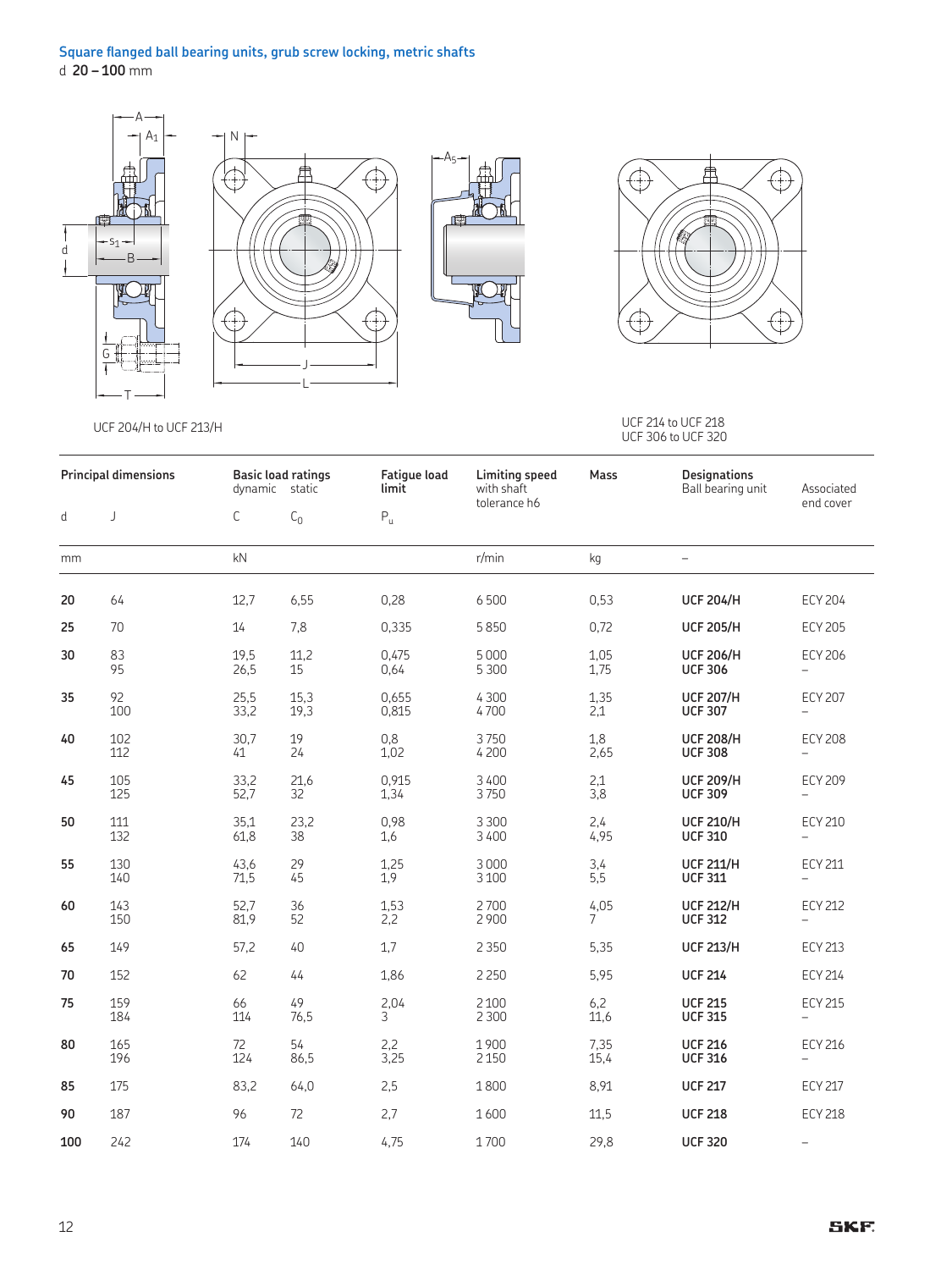## Square flanged ball bearing units, grub screw locking, metric shafts

d **20 – 100** mm

UCF 204/H to UCF 213/H

UCF 214 to UCF 218
UCF 306 to UCF 320

| Principal dimensions | | Basic load ratings | | Fatigue load limit | Limiting speed with shaft tolerance h6 | Mass | Designations | |
|---|---|---|---|---|---|---|---|---|
| | | dynamic | static | | | | Ball bearing unit | Associated end cover |
| d | J | C | $C_0$ | $P_u$ | | | | |
| mm | | kN | | | r/min | kg | – | |
| **20** | 64 | 12,7 | 6,55 | 0,28 | 6 500 | 0,53 | **UCF 204/H** | ECY 204 |
| **25** | 70 | 14 | 7,8 | 0,335 | 5 850 | 0,72 | **UCF 205/H** | ECY 205 |
| **30** | 83 | 19,5 | 11,2 | 0,475 | 5 000 | 1,05 | **UCF 206/H** | ECY 206 |
| | 95 | 26,5 | 15 | 0,64 | 5 300 | 1,75 | **UCF 306** | – |
| **35** | 92 | 25,5 | 15,3 | 0,655 | 4 300 | 1,35 | **UCF 207/H** | ECY 207 |
| | 100 | 33,2 | 19,3 | 0,815 | 4 700 | 2,1 | **UCF 307** | – |
| **40** | 102 | 30,7 | 19 | 0,8 | 3 750 | 1,8 | **UCF 208/H** | ECY 208 |
| | 112 | 41 | 24 | 1,02 | 4 200 | 2,65 | **UCF 308** | – |
| **45** | 105 | 33,2 | 21,6 | 0,915 | 3 400 | 2,1 | **UCF 209/H** | ECY 209 |
| | 125 | 52,7 | 32 | 1,34 | 3 750 | 3,8 | **UCF 309** | – |
| **50** | 111 | 35,1 | 23,2 | 0,98 | 3 300 | 2,4 | **UCF 210/H** | ECY 210 |
| | 132 | 61,8 | 38 | 1,6 | 3 400 | 4,95 | **UCF 310** | – |
| **55** | 130 | 43,6 | 29 | 1,25 | 3 000 | 3,4 | **UCF 211/H** | ECY 211 |
| | 140 | 71,5 | 45 | 1,9 | 3 100 | 5,5 | **UCF 311** | – |
| **60** | 143 | 52,7 | 36 | 1,53 | 2 700 | 4,05 | **UCF 212/H** | ECY 212 |
| | 150 | 81,9 | 52 | 2,2 | 2 900 | 7 | **UCF 312** | – |
| **65** | 149 | 57,2 | 40 | 1,7 | 2 350 | 5,35 | **UCF 213/H** | ECY 213 |
| **70** | 152 | 62 | 44 | 1,86 | 2 250 | 5,95 | **UCF 214** | ECY 214 |
| **75** | 159 | 66 | 49 | 2,04 | 2 100 | 6,2 | **UCF 215** | ECY 215 |
| | 184 | 114 | 76,5 | 3 | 2 300 | 11,6 | **UCF 315** | – |
| **80** | 165 | 72 | 54 | 2,2 | 1 900 | 7,35 | **UCF 216** | ECY 216 |
| | 196 | 124 | 86,5 | 3,25 | 2 150 | 15,4 | **UCF 316** | – |
| **85** | 175 | 83,2 | 64,0 | 2,5 | 1 800 | 8,91 | **UCF 217** | ECY 217 |
| **90** | 187 | 96 | 72 | 2,7 | 1 600 | 11,5 | **UCF 218** | ECY 218 |
| **100** | 242 | 174 | 140 | 4,75 | 1 700 | 29,8 | **UCF 320** | – |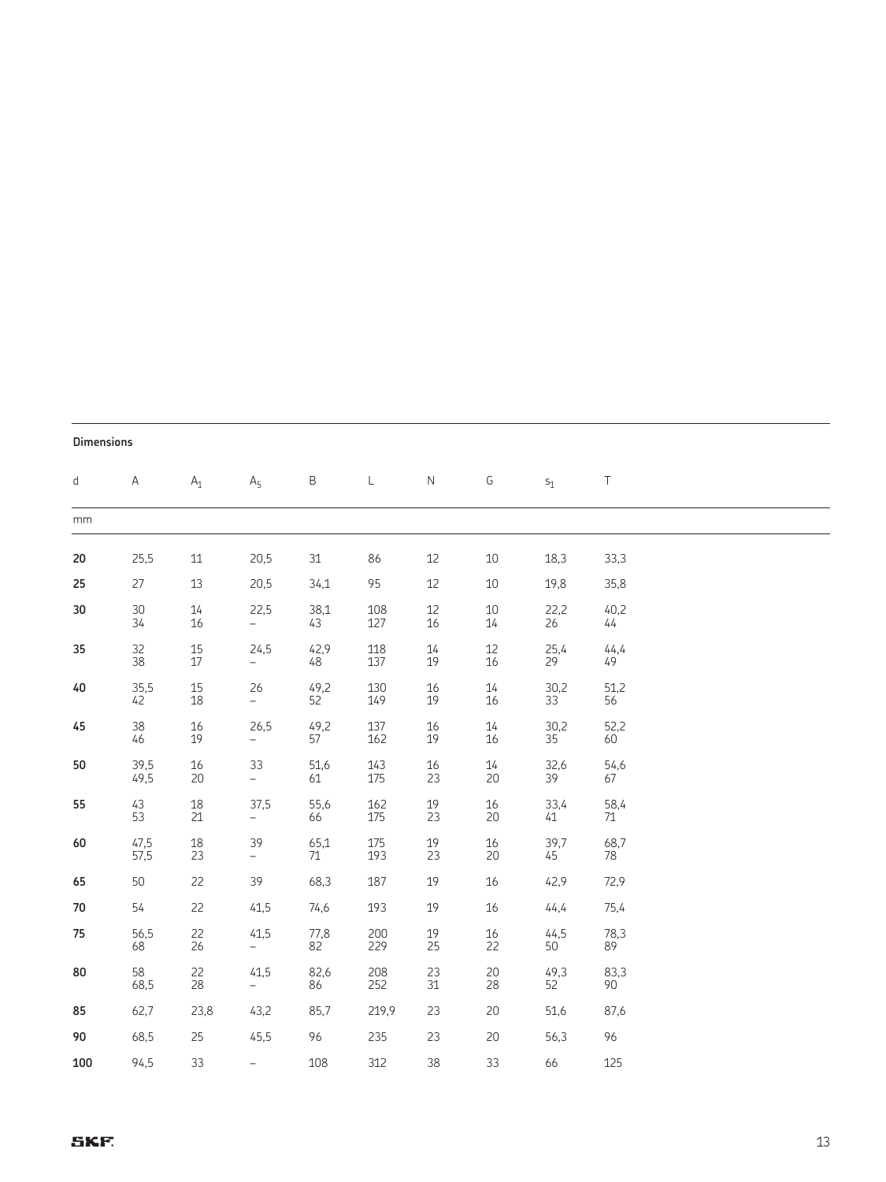**Dimensions**

| d | A | $A_1$ | $A_5$ | B | L | N | G | $s_1$ | T |
|---|---|---|---|---|---|---|---|---|---|
| mm | | | | | | | | | |
| **20** | 25,5 | 11 | 20,5 | 31 | 86 | 12 | 10 | 18,3 | 33,3 |
| **25** | 27 | 13 | 20,5 | 34,1 | 95 | 12 | 10 | 19,8 | 35,8 |
| **30** | 30 | 14 | 22,5 | 38,1 | 108 | 12 | 10 | 22,2 | 40,2 |
| | 34 | 16 | – | 43 | 127 | 16 | 14 | 26 | 44 |
| **35** | 32 | 15 | 24,5 | 42,9 | 118 | 14 | 12 | 25,4 | 44,4 |
| | 38 | 17 | – | 48 | 137 | 19 | 16 | 29 | 49 |
| **40** | 35,5 | 15 | 26 | 49,2 | 130 | 16 | 14 | 30,2 | 51,2 |
| | 42 | 18 | – | 52 | 149 | 19 | 16 | 33 | 56 |
| **45** | 38 | 16 | 26,5 | 49,2 | 137 | 16 | 14 | 30,2 | 52,2 |
| | 46 | 19 | – | 57 | 162 | 19 | 16 | 35 | 60 |
| **50** | 39,5 | 16 | 33 | 51,6 | 143 | 16 | 14 | 32,6 | 54,6 |
| | 49,5 | 20 | – | 61 | 175 | 23 | 20 | 39 | 67 |
| **55** | 43 | 18 | 37,5 | 55,6 | 162 | 19 | 16 | 33,4 | 58,4 |
| | 53 | 21 | – | 66 | 175 | 23 | 20 | 41 | 71 |
| **60** | 47,5 | 18 | 39 | 65,1 | 175 | 19 | 16 | 39,7 | 68,7 |
| | 57,5 | 23 | – | 71 | 193 | 23 | 20 | 45 | 78 |
| **65** | 50 | 22 | 39 | 68,3 | 187 | 19 | 16 | 42,9 | 72,9 |
| **70** | 54 | 22 | 41,5 | 74,6 | 193 | 19 | 16 | 44,4 | 75,4 |
| **75** | 56,5 | 22 | 41,5 | 77,8 | 200 | 19 | 16 | 44,5 | 78,3 |
| | 68 | 26 | – | 82 | 229 | 25 | 22 | 50 | 89 |
| **80** | 58 | 22 | 41,5 | 82,6 | 208 | 23 | 20 | 49,3 | 83,3 |
| | 68,5 | 28 | – | 86 | 252 | 31 | 28 | 52 | 90 |
| **85** | 62,7 | 23,8 | 43,2 | 85,7 | 219,9 | 23 | 20 | 51,6 | 87,6 |
| **90** | 68,5 | 25 | 45,5 | 96 | 235 | 23 | 20 | 56,3 | 96 |
| **100** | 94,5 | 33 | – | 108 | 312 | 38 | 33 | 66 | 125 |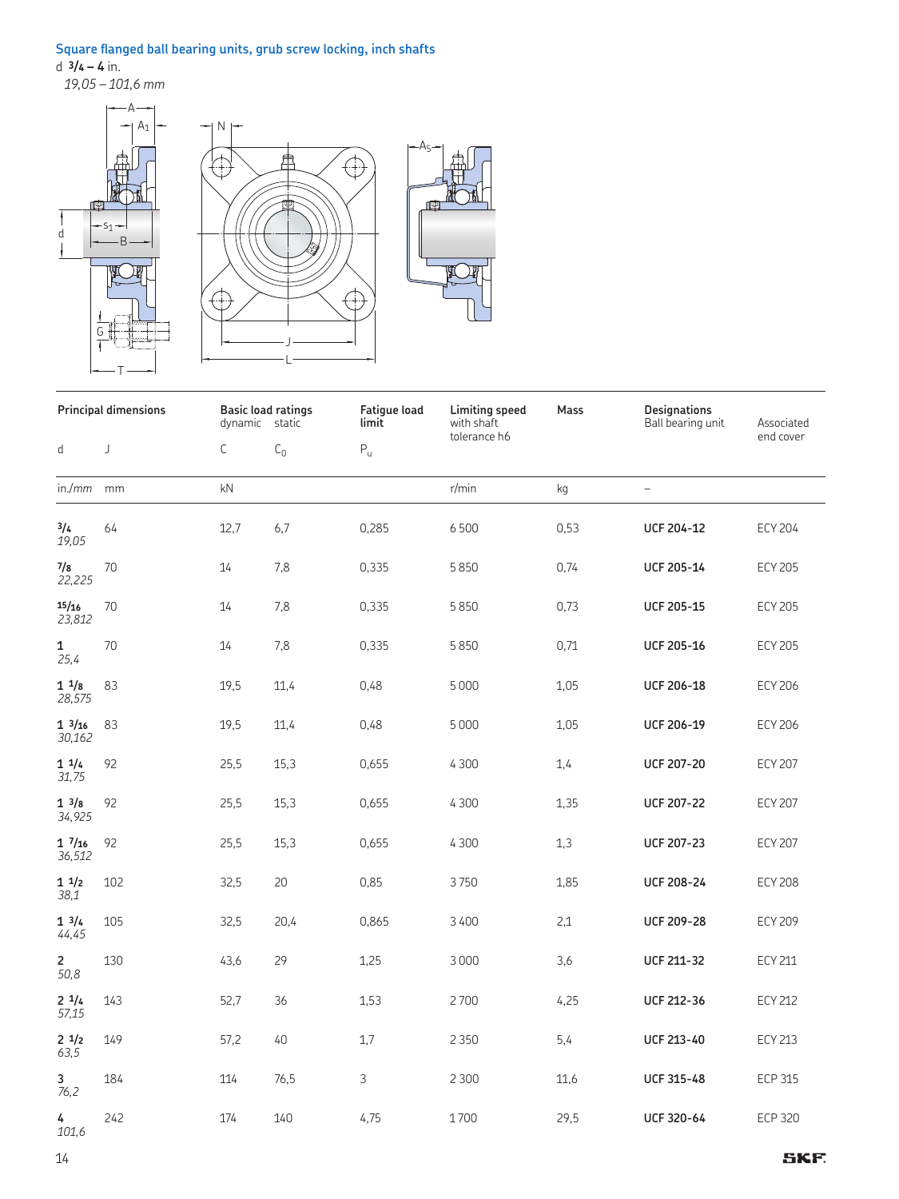## Square flanged ball bearing units, grub screw locking, inch shafts

d **3/4 – 4** in.
*19,05 – 101,6 mm*

| Principal dimensions | | Basic load ratings | | Fatigue load limit | Limiting speed | Mass | Designations | |
|---|---|---|---|---|---|---|---|---|
| | | dynamic | static | | with shaft tolerance h6 | | Ball bearing unit | Associated end cover |
| d | J | C | $C_0$ | $P_u$ | | | | |
| in./*mm* | mm | kN | | | r/min | kg | – | |
| **3/4** *19,05* | 64 | 12,7 | 6,7 | 0,285 | 6 500 | 0,53 | **UCF 204-12** | ECY 204 |
| **7/8** *22,225* | 70 | 14 | 7,8 | 0,335 | 5 850 | 0,74 | **UCF 205-14** | ECY 205 |
| **15/16** *23,812* | 70 | 14 | 7,8 | 0,335 | 5 850 | 0,73 | **UCF 205-15** | ECY 205 |
| **1** *25,4* | 70 | 14 | 7,8 | 0,335 | 5 850 | 0,71 | **UCF 205-16** | ECY 205 |
| **1 1/8** *28,575* | 83 | 19,5 | 11,4 | 0,48 | 5 000 | 1,05 | **UCF 206-18** | ECY 206 |
| **1 3/16** *30,162* | 83 | 19,5 | 11,4 | 0,48 | 5 000 | 1,05 | **UCF 206-19** | ECY 206 |
| **1 1/4** *31,75* | 92 | 25,5 | 15,3 | 0,655 | 4 300 | 1,4 | **UCF 207-20** | ECY 207 |
| **1 3/8** *34,925* | 92 | 25,5 | 15,3 | 0,655 | 4 300 | 1,35 | **UCF 207-22** | ECY 207 |
| **1 7/16** *36,512* | 92 | 25,5 | 15,3 | 0,655 | 4 300 | 1,3 | **UCF 207-23** | ECY 207 |
| **1 1/2** *38,1* | 102 | 32,5 | 20 | 0,85 | 3 750 | 1,85 | **UCF 208-24** | ECY 208 |
| **1 3/4** *44,45* | 105 | 32,5 | 20,4 | 0,865 | 3 400 | 2,1 | **UCF 209-28** | ECY 209 |
| **2** *50,8* | 130 | 43,6 | 29 | 1,25 | 3 000 | 3,6 | **UCF 211-32** | ECY 211 |
| **2 1/4** *57,15* | 143 | 52,7 | 36 | 1,53 | 2 700 | 4,25 | **UCF 212-36** | ECY 212 |
| **2 1/2** *63,5* | 149 | 57,2 | 40 | 1,7 | 2 350 | 5,4 | **UCF 213-40** | ECY 213 |
| **3** *76,2* | 184 | 114 | 76,5 | 3 | 2 300 | 11,6 | **UCF 315-48** | ECP 315 |
| **4** *101,6* | 242 | 174 | 140 | 4,75 | 1 700 | 29,5 | **UCF 320-64** | ECP 320 |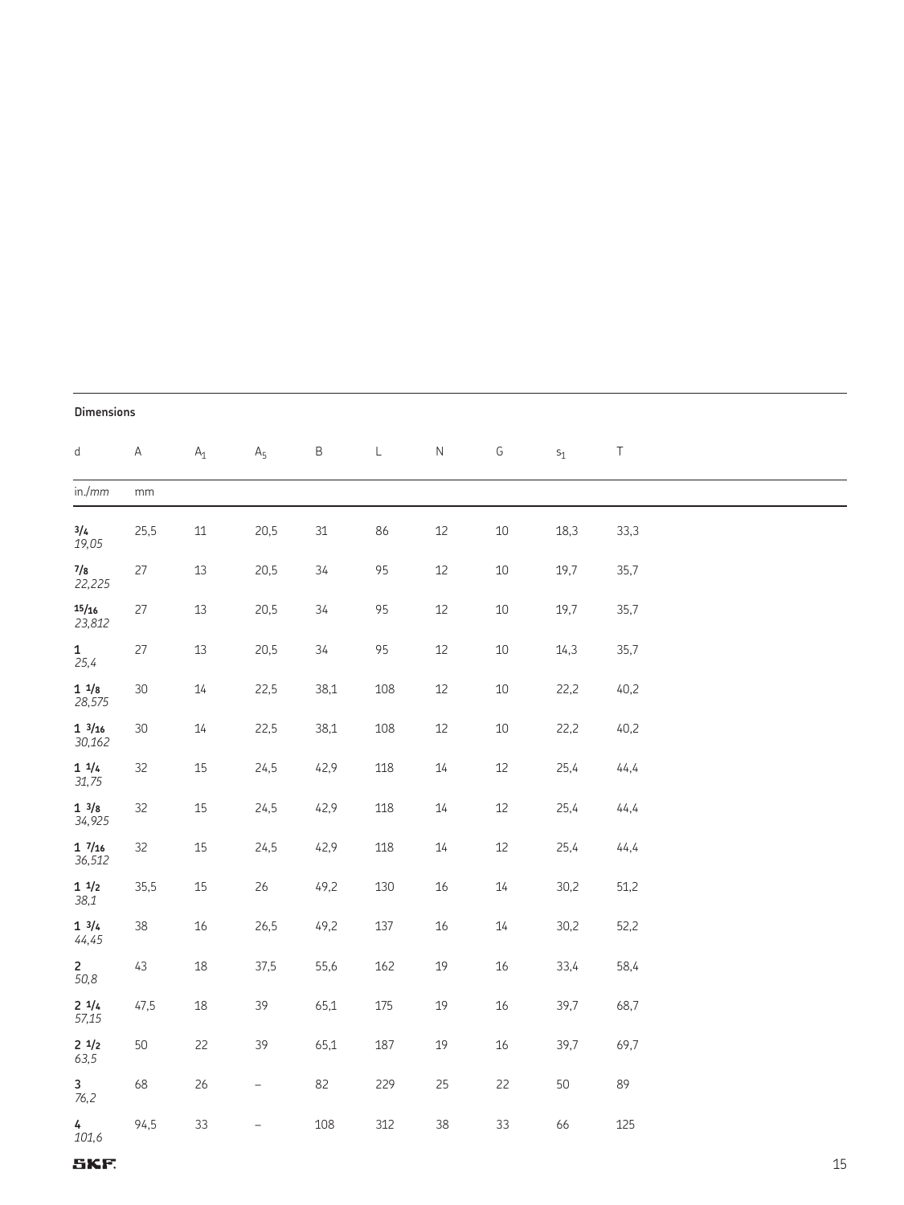**Dimensions**

| d | A | $A_1$ | $A_5$ | B | L | N | G | $s_1$ | T |
|---|---|---|---|---|---|---|---|---|---|
| in./*mm* | mm | | | | | | | | |
| **3/4** *19,05* | 25,5 | 11 | 20,5 | 31 | 86 | 12 | 10 | 18,3 | 33,3 |
| **7/8** *22,225* | 27 | 13 | 20,5 | 34 | 95 | 12 | 10 | 19,7 | 35,7 |
| **15/16** *23,812* | 27 | 13 | 20,5 | 34 | 95 | 12 | 10 | 19,7 | 35,7 |
| **1** *25,4* | 27 | 13 | 20,5 | 34 | 95 | 12 | 10 | 14,3 | 35,7 |
| **1 1/8** *28,575* | 30 | 14 | 22,5 | 38,1 | 108 | 12 | 10 | 22,2 | 40,2 |
| **1 3/16** *30,162* | 30 | 14 | 22,5 | 38,1 | 108 | 12 | 10 | 22,2 | 40,2 |
| **1 1/4** *31,75* | 32 | 15 | 24,5 | 42,9 | 118 | 14 | 12 | 25,4 | 44,4 |
| **1 3/8** *34,925* | 32 | 15 | 24,5 | 42,9 | 118 | 14 | 12 | 25,4 | 44,4 |
| **1 7/16** *36,512* | 32 | 15 | 24,5 | 42,9 | 118 | 14 | 12 | 25,4 | 44,4 |
| **1 1/2** *38,1* | 35,5 | 15 | 26 | 49,2 | 130 | 16 | 14 | 30,2 | 51,2 |
| **1 3/4** *44,45* | 38 | 16 | 26,5 | 49,2 | 137 | 16 | 14 | 30,2 | 52,2 |
| **2** *50,8* | 43 | 18 | 37,5 | 55,6 | 162 | 19 | 16 | 33,4 | 58,4 |
| **2 1/4** *57,15* | 47,5 | 18 | 39 | 65,1 | 175 | 19 | 16 | 39,7 | 68,7 |
| **2 1/2** *63,5* | 50 | 22 | 39 | 65,1 | 187 | 19 | 16 | 39,7 | 69,7 |
| **3** *76,2* | 68 | 26 | – | 82 | 229 | 25 | 22 | 50 | 89 |
| **4** *101,6* | 94,5 | 33 | – | 108 | 312 | 38 | 33 | 66 | 125 |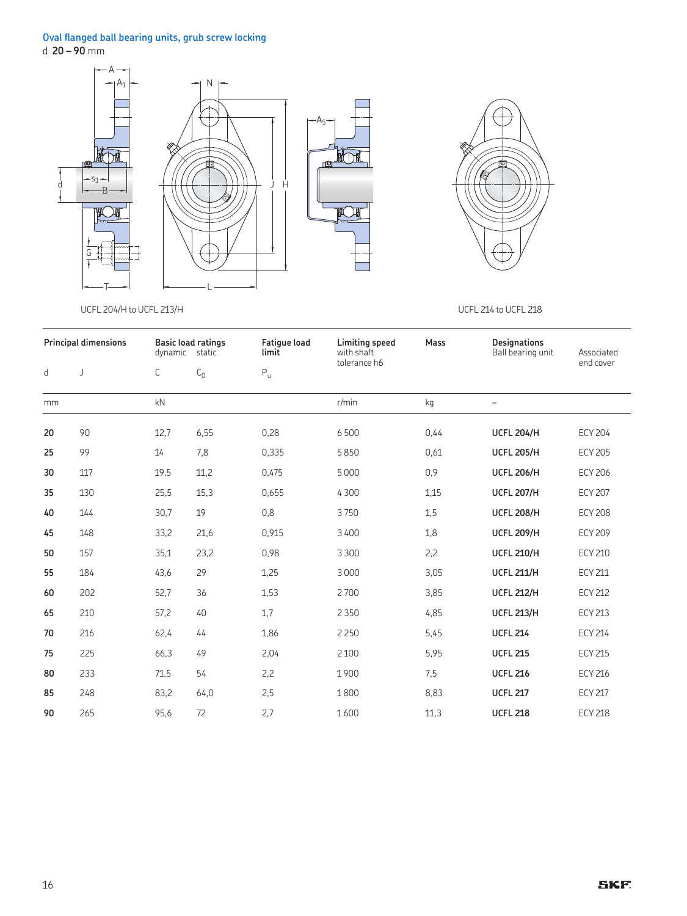## Oval flanged ball bearing units, grub screw locking

d **20 – 90** mm

UCFL 204/H to UCFL 213/H

UCFL 214 to UCFL 218

| Principal dimensions | | Basic load ratings | | Fatigue load limit | Limiting speed with shaft tolerance h6 | Mass | Designations | |
|---|---|---|---|---|---|---|---|---|
| | | dynamic | static | | | | Ball bearing unit | Associated end cover |
| d | J | C | $C_0$ | $P_u$ | | | | |
| mm | | kN | | | r/min | kg | – | |
| **20** | 90 | 12,7 | 6,55 | 0,28 | 6 500 | 0,44 | **UCFL 204/H** | ECY 204 |
| **25** | 99 | 14 | 7,8 | 0,335 | 5 850 | 0,61 | **UCFL 205/H** | ECY 205 |
| **30** | 117 | 19,5 | 11,2 | 0,475 | 5 000 | 0,9 | **UCFL 206/H** | ECY 206 |
| **35** | 130 | 25,5 | 15,3 | 0,655 | 4 300 | 1,15 | **UCFL 207/H** | ECY 207 |
| **40** | 144 | 30,7 | 19 | 0,8 | 3 750 | 1,5 | **UCFL 208/H** | ECY 208 |
| **45** | 148 | 33,2 | 21,6 | 0,915 | 3 400 | 1,8 | **UCFL 209/H** | ECY 209 |
| **50** | 157 | 35,1 | 23,2 | 0,98 | 3 300 | 2,2 | **UCFL 210/H** | ECY 210 |
| **55** | 184 | 43,6 | 29 | 1,25 | 3 000 | 3,05 | **UCFL 211/H** | ECY 211 |
| **60** | 202 | 52,7 | 36 | 1,53 | 2 700 | 3,85 | **UCFL 212/H** | ECY 212 |
| **65** | 210 | 57,2 | 40 | 1,7 | 2 350 | 4,85 | **UCFL 213/H** | ECY 213 |
| **70** | 216 | 62,4 | 44 | 1,86 | 2 250 | 5,45 | **UCFL 214** | ECY 214 |
| **75** | 225 | 66,3 | 49 | 2,04 | 2 100 | 5,95 | **UCFL 215** | ECY 215 |
| **80** | 233 | 71,5 | 54 | 2,2 | 1 900 | 7,5 | **UCFL 216** | ECY 216 |
| **85** | 248 | 83,2 | 64,0 | 2,5 | 1 800 | 8,83 | **UCFL 217** | ECY 217 |
| **90** | 265 | 95,6 | 72 | 2,7 | 1 600 | 11,3 | **UCFL 218** | ECY 218 |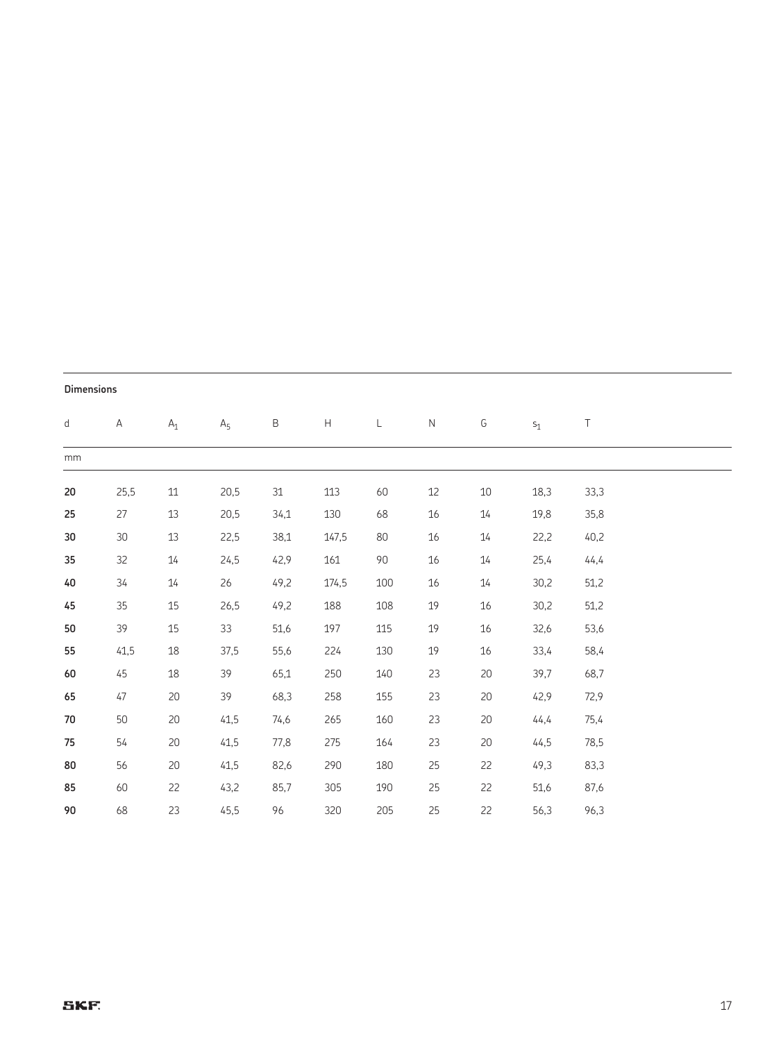| Dimensions | | | | | | | | | |
|---|---|---|---|---|---|---|---|---|---|
| d | A | $A_1$ | $A_5$ | B | H | L | N | G | $s_1$ | T |
| mm | | | | | | | | | | |
| **20** | 25,5 | 11 | 20,5 | 31 | 113 | 60 | 12 | 10 | 18,3 | 33,3 |
| **25** | 27 | 13 | 20,5 | 34,1 | 130 | 68 | 16 | 14 | 19,8 | 35,8 |
| **30** | 30 | 13 | 22,5 | 38,1 | 147,5 | 80 | 16 | 14 | 22,2 | 40,2 |
| **35** | 32 | 14 | 24,5 | 42,9 | 161 | 90 | 16 | 14 | 25,4 | 44,4 |
| **40** | 34 | 14 | 26 | 49,2 | 174,5 | 100 | 16 | 14 | 30,2 | 51,2 |
| **45** | 35 | 15 | 26,5 | 49,2 | 188 | 108 | 19 | 16 | 30,2 | 51,2 |
| **50** | 39 | 15 | 33 | 51,6 | 197 | 115 | 19 | 16 | 32,6 | 53,6 |
| **55** | 41,5 | 18 | 37,5 | 55,6 | 224 | 130 | 19 | 16 | 33,4 | 58,4 |
| **60** | 45 | 18 | 39 | 65,1 | 250 | 140 | 23 | 20 | 39,7 | 68,7 |
| **65** | 47 | 20 | 39 | 68,3 | 258 | 155 | 23 | 20 | 42,9 | 72,9 |
| **70** | 50 | 20 | 41,5 | 74,6 | 265 | 160 | 23 | 20 | 44,4 | 75,4 |
| **75** | 54 | 20 | 41,5 | 77,8 | 275 | 164 | 23 | 20 | 44,5 | 78,5 |
| **80** | 56 | 20 | 41,5 | 82,6 | 290 | 180 | 25 | 22 | 49,3 | 83,3 |
| **85** | 60 | 22 | 43,2 | 85,7 | 305 | 190 | 25 | 22 | 51,6 | 87,6 |
| **90** | 68 | 23 | 45,5 | 96 | 320 | 205 | 25 | 22 | 56,3 | 96,3 |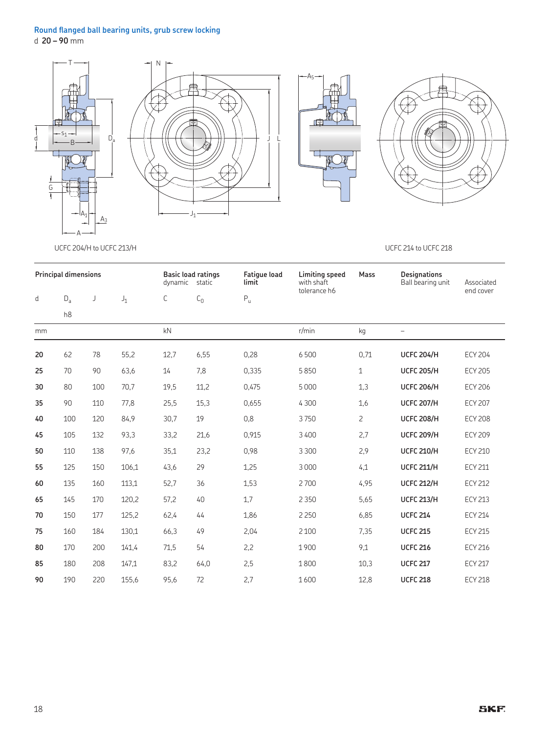## Round flanged ball bearing units, grub screw locking

d **20 – 90** mm

UCFC 204/H to UCFC 213/H

UCFC 214 to UCFC 218

| Principal dimensions | | | | Basic load ratings dynamic | static | Fatigue load limit | Limiting speed with shaft tolerance h6 | Mass | Designations Ball bearing unit | Associated end cover |
|---|---|---|---|---|---|---|---|---|---|---|
| d | $D_a$ h8 | J | $J_1$ | C | $C_0$ | $P_u$ | | | | |
| mm | | | | kN | | | r/min | kg | – | |
| **20** | 62 | 78 | 55,2 | 12,7 | 6,55 | 0,28 | 6 500 | 0,71 | **UCFC 204/H** | ECY 204 |
| **25** | 70 | 90 | 63,6 | 14 | 7,8 | 0,335 | 5 850 | 1 | **UCFC 205/H** | ECY 205 |
| **30** | 80 | 100 | 70,7 | 19,5 | 11,2 | 0,475 | 5 000 | 1,3 | **UCFC 206/H** | ECY 206 |
| **35** | 90 | 110 | 77,8 | 25,5 | 15,3 | 0,655 | 4 300 | 1,6 | **UCFC 207/H** | ECY 207 |
| **40** | 100 | 120 | 84,9 | 30,7 | 19 | 0,8 | 3 750 | 2 | **UCFC 208/H** | ECY 208 |
| **45** | 105 | 132 | 93,3 | 33,2 | 21,6 | 0,915 | 3 400 | 2,7 | **UCFC 209/H** | ECY 209 |
| **50** | 110 | 138 | 97,6 | 35,1 | 23,2 | 0,98 | 3 300 | 2,9 | **UCFC 210/H** | ECY 210 |
| **55** | 125 | 150 | 106,1 | 43,6 | 29 | 1,25 | 3 000 | 4,1 | **UCFC 211/H** | ECY 211 |
| **60** | 135 | 160 | 113,1 | 52,7 | 36 | 1,53 | 2 700 | 4,95 | **UCFC 212/H** | ECY 212 |
| **65** | 145 | 170 | 120,2 | 57,2 | 40 | 1,7 | 2 350 | 5,65 | **UCFC 213/H** | ECY 213 |
| **70** | 150 | 177 | 125,2 | 62,4 | 44 | 1,86 | 2 250 | 6,85 | **UCFC 214** | ECY 214 |
| **75** | 160 | 184 | 130,1 | 66,3 | 49 | 2,04 | 2 100 | 7,35 | **UCFC 215** | ECY 215 |
| **80** | 170 | 200 | 141,4 | 71,5 | 54 | 2,2 | 1 900 | 9,1 | **UCFC 216** | ECY 216 |
| **85** | 180 | 208 | 147,1 | 83,2 | 64,0 | 2,5 | 1 800 | 10,3 | **UCFC 217** | ECY 217 |
| **90** | 190 | 220 | 155,6 | 95,6 | 72 | 2,7 | 1 600 | 12,8 | **UCFC 218** | ECY 218 |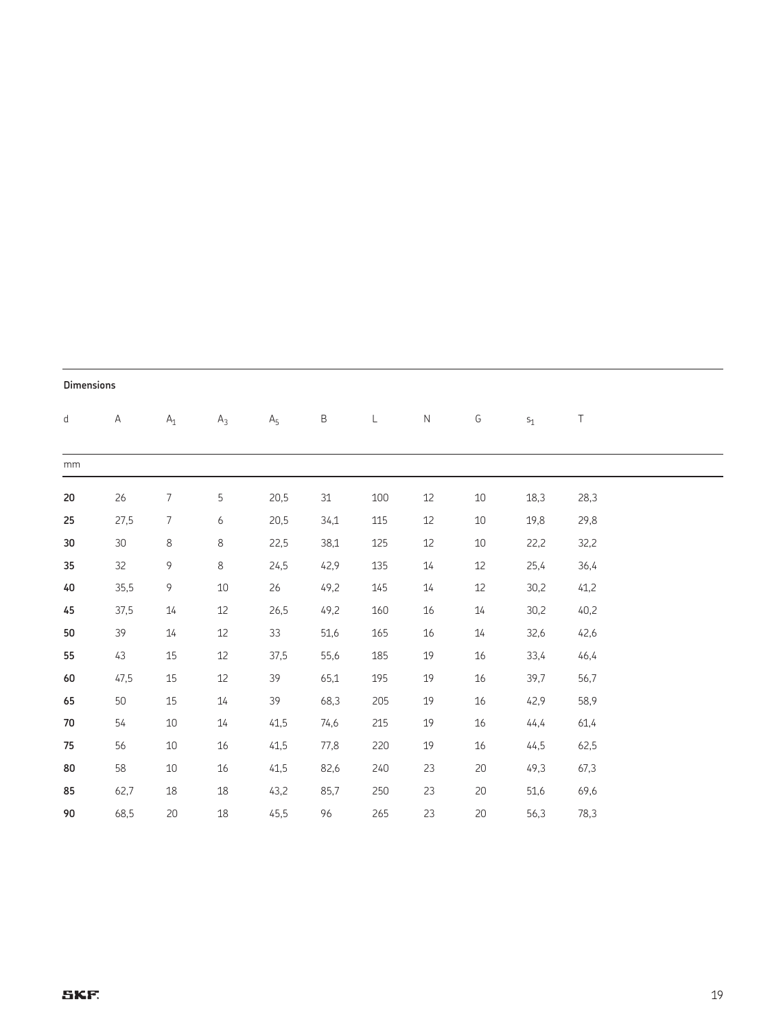| Dimensions | | | | | | | | | |
|---|---|---|---|---|---|---|---|---|---|
| d | A | $A_1$ | $A_3$ | $A_5$ | B | L | N | G | $s_1$ | T |
| mm | | | | | | | | | | |
| **20** | 26 | 7 | 5 | 20,5 | 31 | 100 | 12 | 10 | 18,3 | 28,3 |
| **25** | 27,5 | 7 | 6 | 20,5 | 34,1 | 115 | 12 | 10 | 19,8 | 29,8 |
| **30** | 30 | 8 | 8 | 22,5 | 38,1 | 125 | 12 | 10 | 22,2 | 32,2 |
| **35** | 32 | 9 | 8 | 24,5 | 42,9 | 135 | 14 | 12 | 25,4 | 36,4 |
| **40** | 35,5 | 9 | 10 | 26 | 49,2 | 145 | 14 | 12 | 30,2 | 41,2 |
| **45** | 37,5 | 14 | 12 | 26,5 | 49,2 | 160 | 16 | 14 | 30,2 | 40,2 |
| **50** | 39 | 14 | 12 | 33 | 51,6 | 165 | 16 | 14 | 32,6 | 42,6 |
| **55** | 43 | 15 | 12 | 37,5 | 55,6 | 185 | 19 | 16 | 33,4 | 46,4 |
| **60** | 47,5 | 15 | 12 | 39 | 65,1 | 195 | 19 | 16 | 39,7 | 56,7 |
| **65** | 50 | 15 | 14 | 39 | 68,3 | 205 | 19 | 16 | 42,9 | 58,9 |
| **70** | 54 | 10 | 14 | 41,5 | 74,6 | 215 | 19 | 16 | 44,4 | 61,4 |
| **75** | 56 | 10 | 16 | 41,5 | 77,8 | 220 | 19 | 16 | 44,5 | 62,5 |
| **80** | 58 | 10 | 16 | 41,5 | 82,6 | 240 | 23 | 20 | 49,3 | 67,3 |
| **85** | 62,7 | 18 | 18 | 43,2 | 85,7 | 250 | 23 | 20 | 51,6 | 69,6 |
| **90** | 68,5 | 20 | 18 | 45,5 | 96 | 265 | 23 | 20 | 56,3 | 78,3 |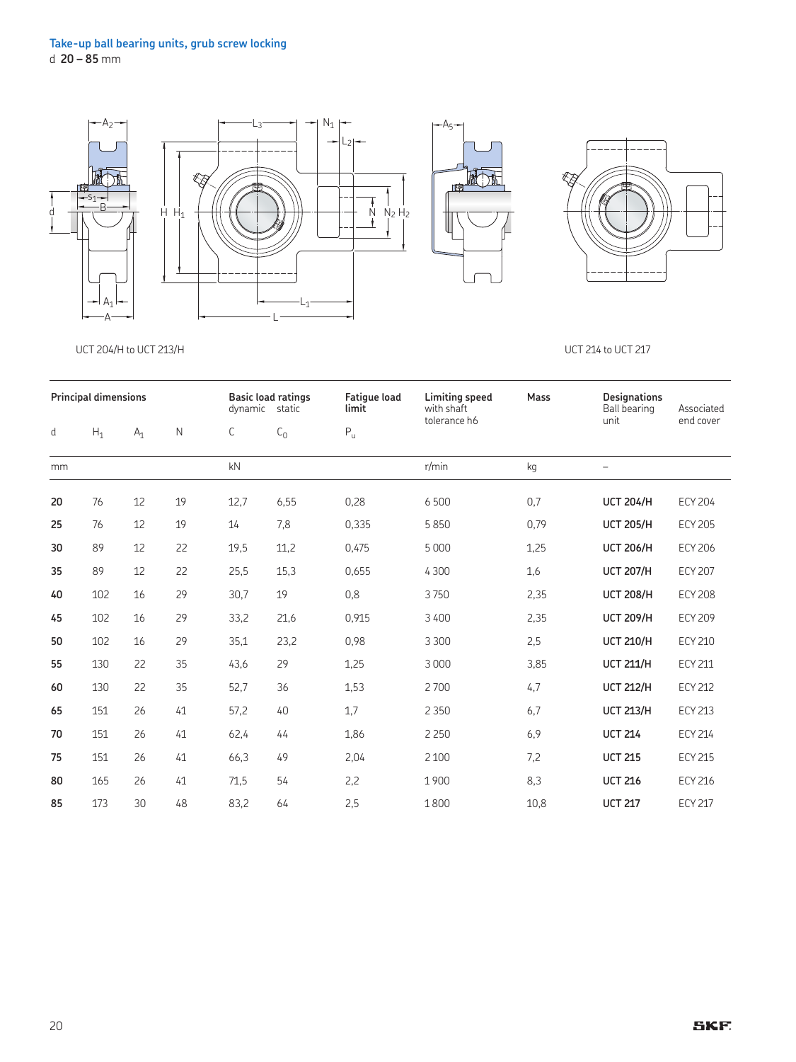## Take-up ball bearing units, grub screw locking

d **20 – 85** mm

UCT 204/H to UCT 213/H

UCT 214 to UCT 217

| Principal dimensions | | | | Basic load ratings dynamic | static | Fatigue load limit | Limiting speed with shaft tolerance h6 | Mass | Designations Ball bearing unit | Associated end cover |
|---|---|---|---|---|---|---|---|---|---|---|
| d | $H_1$ | $A_1$ | N | C | $C_0$ | $P_u$ | | | | |
| mm | | | | kN | | | r/min | kg | – | |
| **20** | 76 | 12 | 19 | 12,7 | 6,55 | 0,28 | 6 500 | 0,7 | **UCT 204/H** | ECY 204 |
| **25** | 76 | 12 | 19 | 14 | 7,8 | 0,335 | 5 850 | 0,79 | **UCT 205/H** | ECY 205 |
| **30** | 89 | 12 | 22 | 19,5 | 11,2 | 0,475 | 5 000 | 1,25 | **UCT 206/H** | ECY 206 |
| **35** | 89 | 12 | 22 | 25,5 | 15,3 | 0,655 | 4 300 | 1,6 | **UCT 207/H** | ECY 207 |
| **40** | 102 | 16 | 29 | 30,7 | 19 | 0,8 | 3 750 | 2,35 | **UCT 208/H** | ECY 208 |
| **45** | 102 | 16 | 29 | 33,2 | 21,6 | 0,915 | 3 400 | 2,35 | **UCT 209/H** | ECY 209 |
| **50** | 102 | 16 | 29 | 35,1 | 23,2 | 0,98 | 3 300 | 2,5 | **UCT 210/H** | ECY 210 |
| **55** | 130 | 22 | 35 | 43,6 | 29 | 1,25 | 3 000 | 3,85 | **UCT 211/H** | ECY 211 |
| **60** | 130 | 22 | 35 | 52,7 | 36 | 1,53 | 2 700 | 4,7 | **UCT 212/H** | ECY 212 |
| **65** | 151 | 26 | 41 | 57,2 | 40 | 1,7 | 2 350 | 6,7 | **UCT 213/H** | ECY 213 |
| **70** | 151 | 26 | 41 | 62,4 | 44 | 1,86 | 2 250 | 6,9 | **UCT 214** | ECY 214 |
| **75** | 151 | 26 | 41 | 66,3 | 49 | 2,04 | 2 100 | 7,2 | **UCT 215** | ECY 215 |
| **80** | 165 | 26 | 41 | 71,5 | 54 | 2,2 | 1 900 | 8,3 | **UCT 216** | ECY 216 |
| **85** | 173 | 30 | 48 | 83,2 | 64 | 2,5 | 1 800 | 10,8 | **UCT 217** | ECY 217 |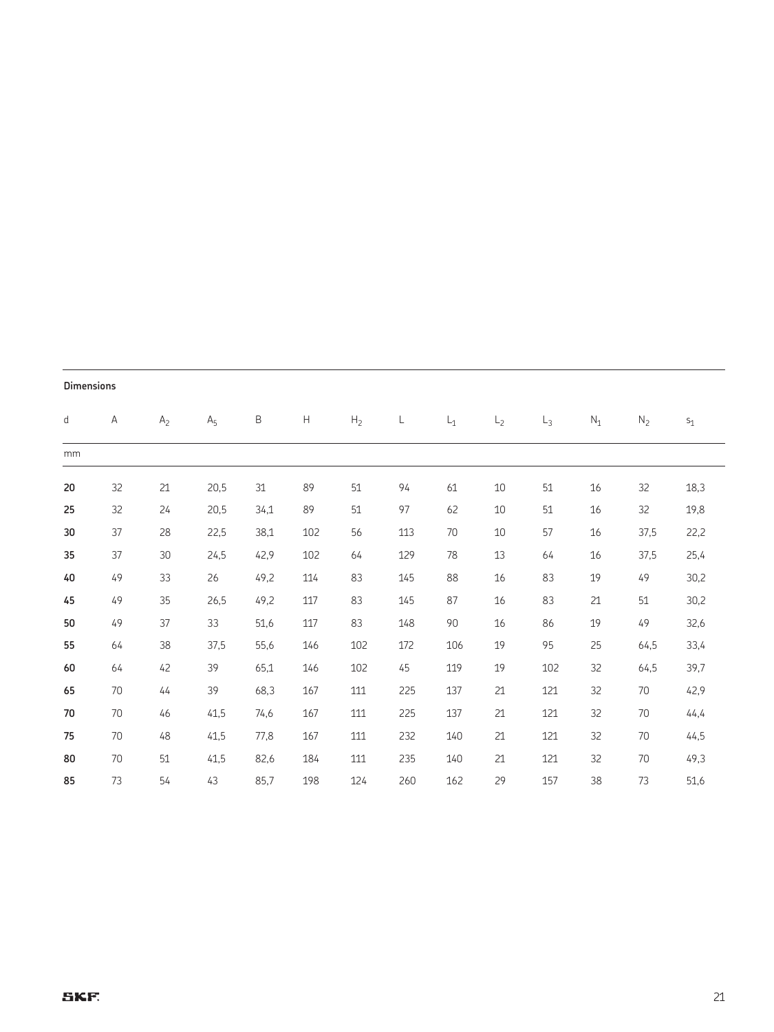| Dimensions | | | | | | | | | | | | | |
|---|---|---|---|---|---|---|---|---|---|---|---|---|---|
| d | A | $A_2$ | $A_5$ | B | H | $H_2$ | L | $L_1$ | $L_2$ | $L_3$ | $N_1$ | $N_2$ | $s_1$ |
| mm | | | | | | | | | | | | | |
| **20** | 32 | 21 | 20,5 | 31 | 89 | 51 | 94 | 61 | 10 | 51 | 16 | 32 | 18,3 |
| **25** | 32 | 24 | 20,5 | 34,1 | 89 | 51 | 97 | 62 | 10 | 51 | 16 | 32 | 19,8 |
| **30** | 37 | 28 | 22,5 | 38,1 | 102 | 56 | 113 | 70 | 10 | 57 | 16 | 37,5 | 22,2 |
| **35** | 37 | 30 | 24,5 | 42,9 | 102 | 64 | 129 | 78 | 13 | 64 | 16 | 37,5 | 25,4 |
| **40** | 49 | 33 | 26 | 49,2 | 114 | 83 | 145 | 88 | 16 | 83 | 19 | 49 | 30,2 |
| **45** | 49 | 35 | 26,5 | 49,2 | 117 | 83 | 145 | 87 | 16 | 83 | 21 | 51 | 30,2 |
| **50** | 49 | 37 | 33 | 51,6 | 117 | 83 | 148 | 90 | 16 | 86 | 19 | 49 | 32,6 |
| **55** | 64 | 38 | 37,5 | 55,6 | 146 | 102 | 172 | 106 | 19 | 95 | 25 | 64,5 | 33,4 |
| **60** | 64 | 42 | 39 | 65,1 | 146 | 102 | 45 | 119 | 19 | 102 | 32 | 64,5 | 39,7 |
| **65** | 70 | 44 | 39 | 68,3 | 167 | 111 | 225 | 137 | 21 | 121 | 32 | 70 | 42,9 |
| **70** | 70 | 46 | 41,5 | 74,6 | 167 | 111 | 225 | 137 | 21 | 121 | 32 | 70 | 44,4 |
| **75** | 70 | 48 | 41,5 | 77,8 | 167 | 111 | 232 | 140 | 21 | 121 | 32 | 70 | 44,5 |
| **80** | 70 | 51 | 41,5 | 82,6 | 184 | 111 | 235 | 140 | 21 | 121 | 32 | 70 | 49,3 |
| **85** | 73 | 54 | 43 | 85,7 | 198 | 124 | 260 | 162 | 29 | 157 | 38 | 73 | 51,6 |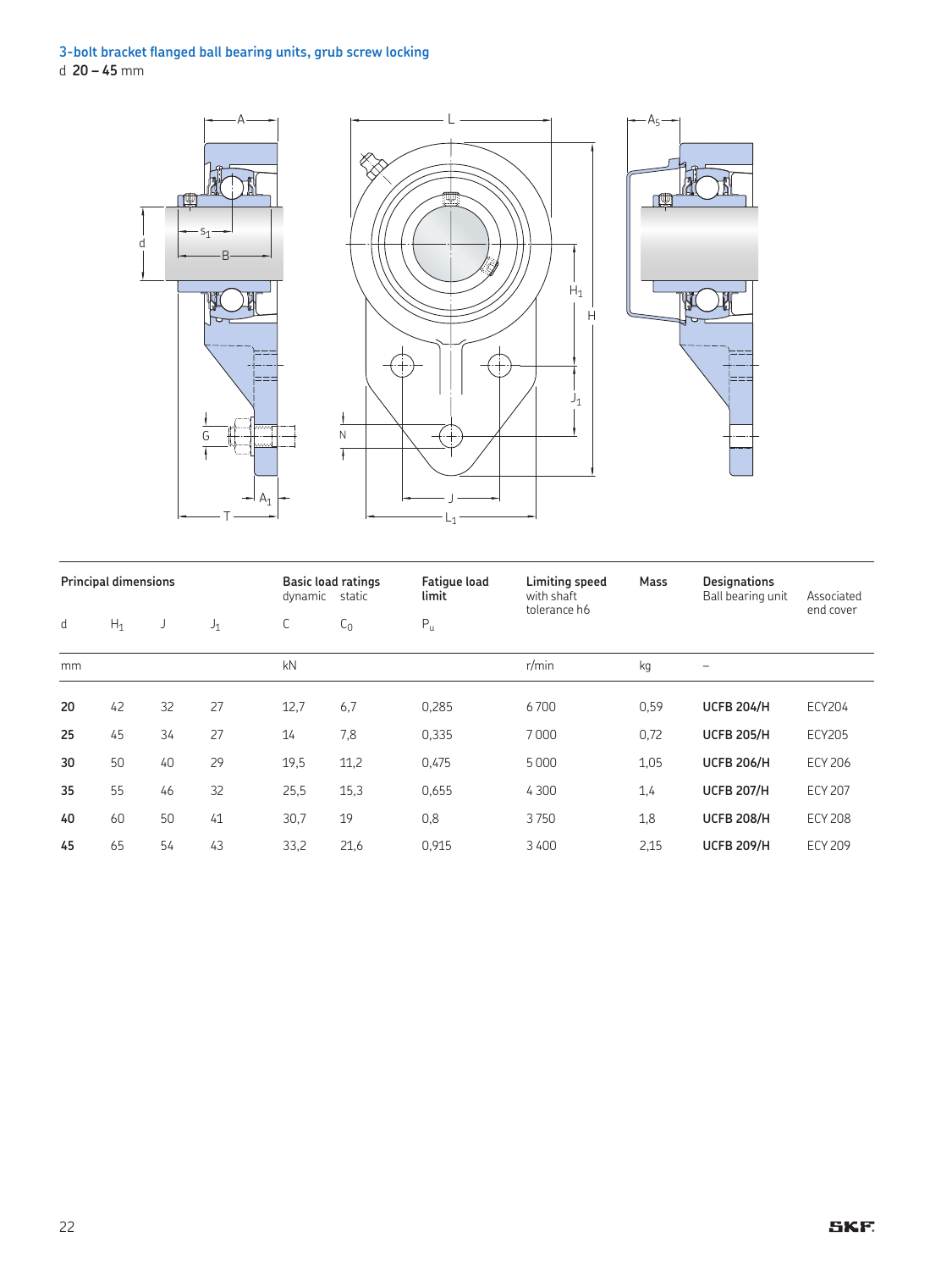## 3-bolt bracket flanged ball bearing units, grub screw locking

d **20 – 45** mm

| Principal dimensions | | | | Basic load ratings | | Fatigue load limit | Limiting speed with shaft tolerance h6 | Mass | Designations | |
|---|---|---|---|---|---|---|---|---|---|---|
| | | | | dynamic | static | | | | Ball bearing unit | Associated end cover |
| d | $H_1$ | J | $J_1$ | C | $C_0$ | $P_u$ | | | | |
| mm | | | | kN | | | r/min | kg | – | |
| **20** | 42 | 32 | 27 | 12,7 | 6,7 | 0,285 | 6 700 | 0,59 | **UCFB 204/H** | ECY204 |
| **25** | 45 | 34 | 27 | 14 | 7,8 | 0,335 | 7 000 | 0,72 | **UCFB 205/H** | ECY205 |
| **30** | 50 | 40 | 29 | 19,5 | 11,2 | 0,475 | 5 000 | 1,05 | **UCFB 206/H** | ECY 206 |
| **35** | 55 | 46 | 32 | 25,5 | 15,3 | 0,655 | 4 300 | 1,4 | **UCFB 207/H** | ECY 207 |
| **40** | 60 | 50 | 41 | 30,7 | 19 | 0,8 | 3 750 | 1,8 | **UCFB 208/H** | ECY 208 |
| **45** | 65 | 54 | 43 | 33,2 | 21,6 | 0,915 | 3 400 | 2,15 | **UCFB 209/H** | ECY 209 |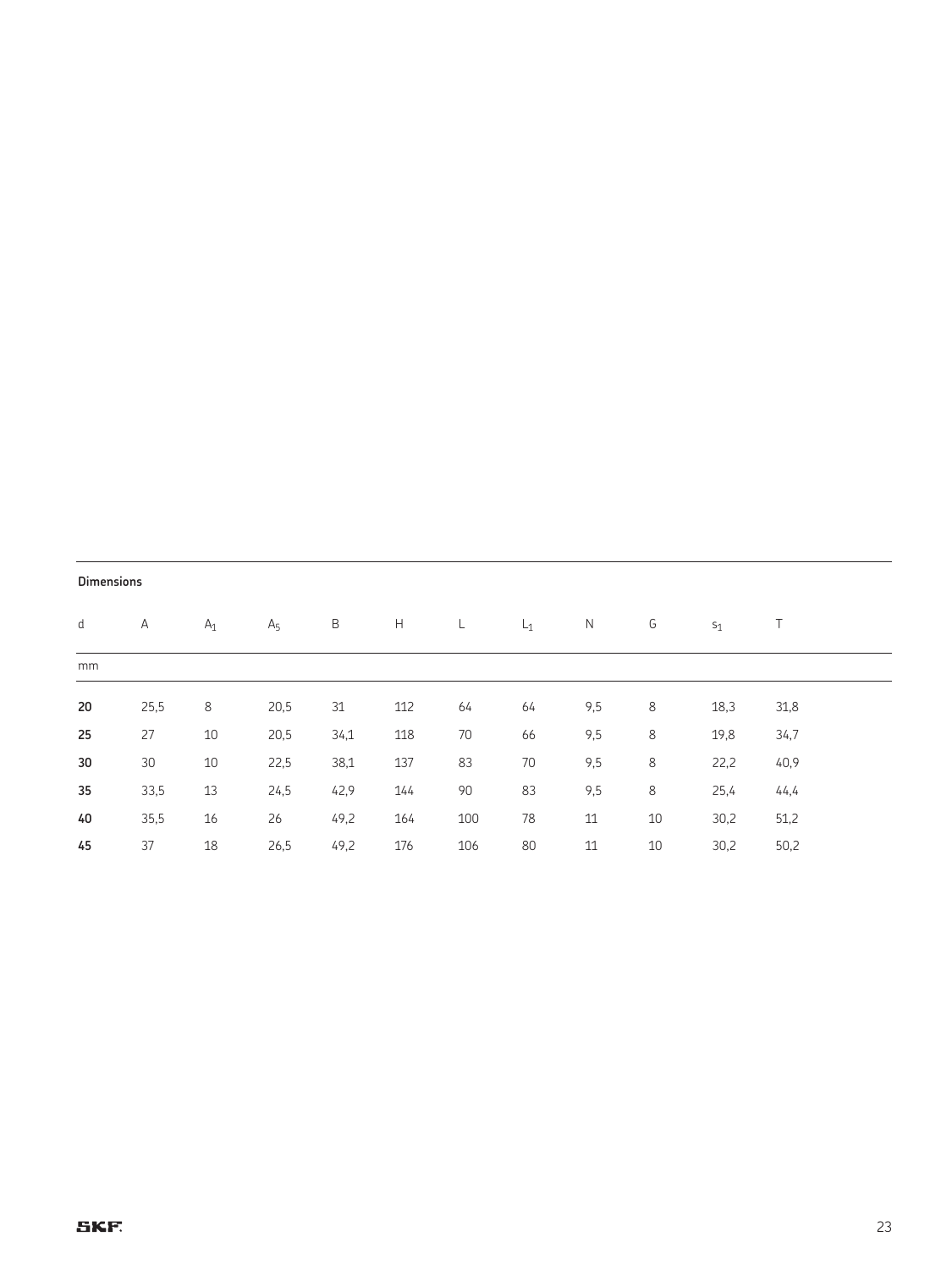**Dimensions**

| d | A | $A_1$ | $A_5$ | B | H | L | $L_1$ | N | G | $s_1$ | T |
|---|---|---|---|---|---|---|---|---|---|---|---|
| mm | | | | | | | | | | | |
| **20** | 25,5 | 8 | 20,5 | 31 | 112 | 64 | 64 | 9,5 | 8 | 18,3 | 31,8 |
| **25** | 27 | 10 | 20,5 | 34,1 | 118 | 70 | 66 | 9,5 | 8 | 19,8 | 34,7 |
| **30** | 30 | 10 | 22,5 | 38,1 | 137 | 83 | 70 | 9,5 | 8 | 22,2 | 40,9 |
| **35** | 33,5 | 13 | 24,5 | 42,9 | 144 | 90 | 83 | 9,5 | 8 | 25,4 | 44,4 |
| **40** | 35,5 | 16 | 26 | 49,2 | 164 | 100 | 78 | 11 | 10 | 30,2 | 51,2 |
| **45** | 37 | 18 | 26,5 | 49,2 | 176 | 106 | 80 | 11 | 10 | 30,2 | 50,2 |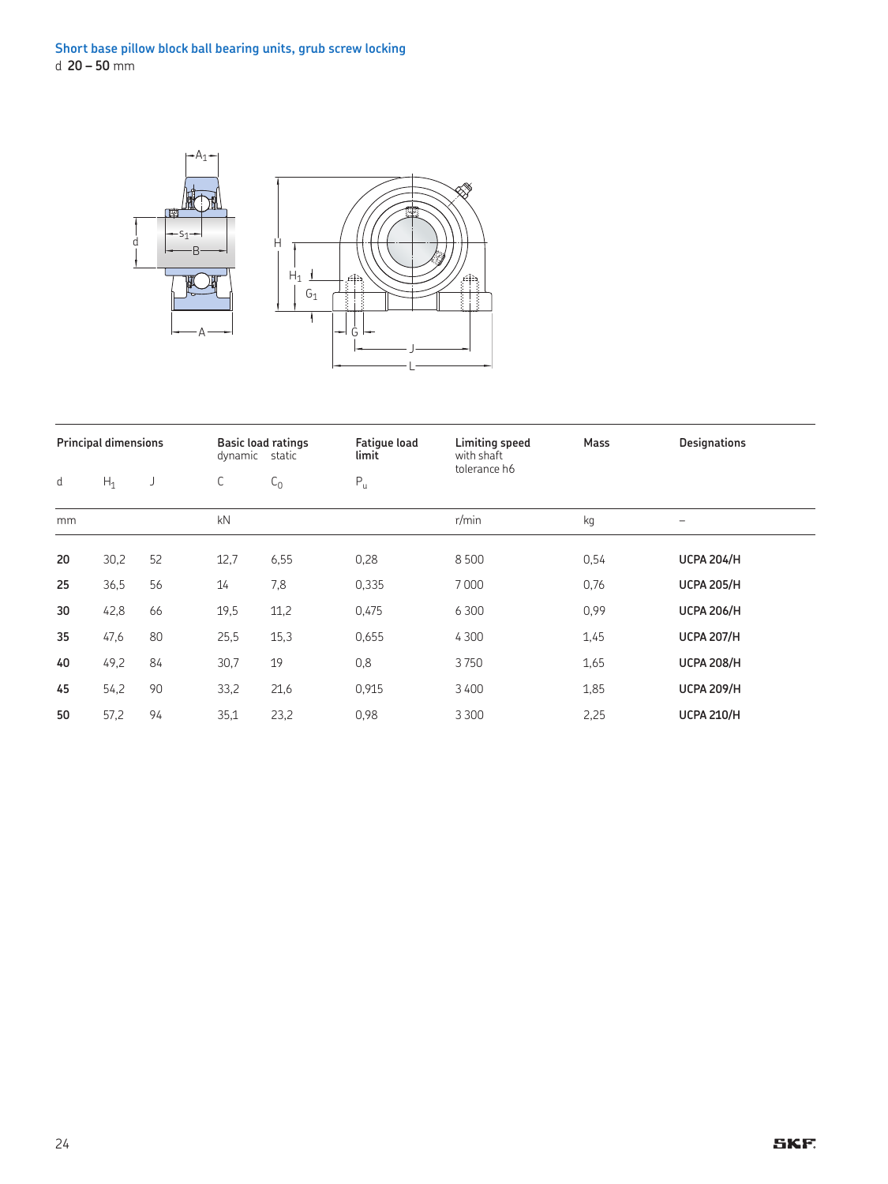## Short base pillow block ball bearing units, grub screw locking

d **20 – 50** mm

| Principal dimensions | | | Basic load ratings dynamic | static | Fatigue load limit | Limiting speed with shaft tolerance h6 | Mass | Designations |
|---|---|---|---|---|---|---|---|---|
| d | $H_1$ | J | C | $C_0$ | $P_u$ | | | |
| mm | | | kN | | | r/min | kg | – |
| **20** | 30,2 | 52 | 12,7 | 6,55 | 0,28 | 8 500 | 0,54 | **UCPA 204/H** |
| **25** | 36,5 | 56 | 14 | 7,8 | 0,335 | 7 000 | 0,76 | **UCPA 205/H** |
| **30** | 42,8 | 66 | 19,5 | 11,2 | 0,475 | 6 300 | 0,99 | **UCPA 206/H** |
| **35** | 47,6 | 80 | 25,5 | 15,3 | 0,655 | 4 300 | 1,45 | **UCPA 207/H** |
| **40** | 49,2 | 84 | 30,7 | 19 | 0,8 | 3 750 | 1,65 | **UCPA 208/H** |
| **45** | 54,2 | 90 | 33,2 | 21,6 | 0,915 | 3 400 | 1,85 | **UCPA 209/H** |
| **50** | 57,2 | 94 | 35,1 | 23,2 | 0,98 | 3 300 | 2,25 | **UCPA 210/H** |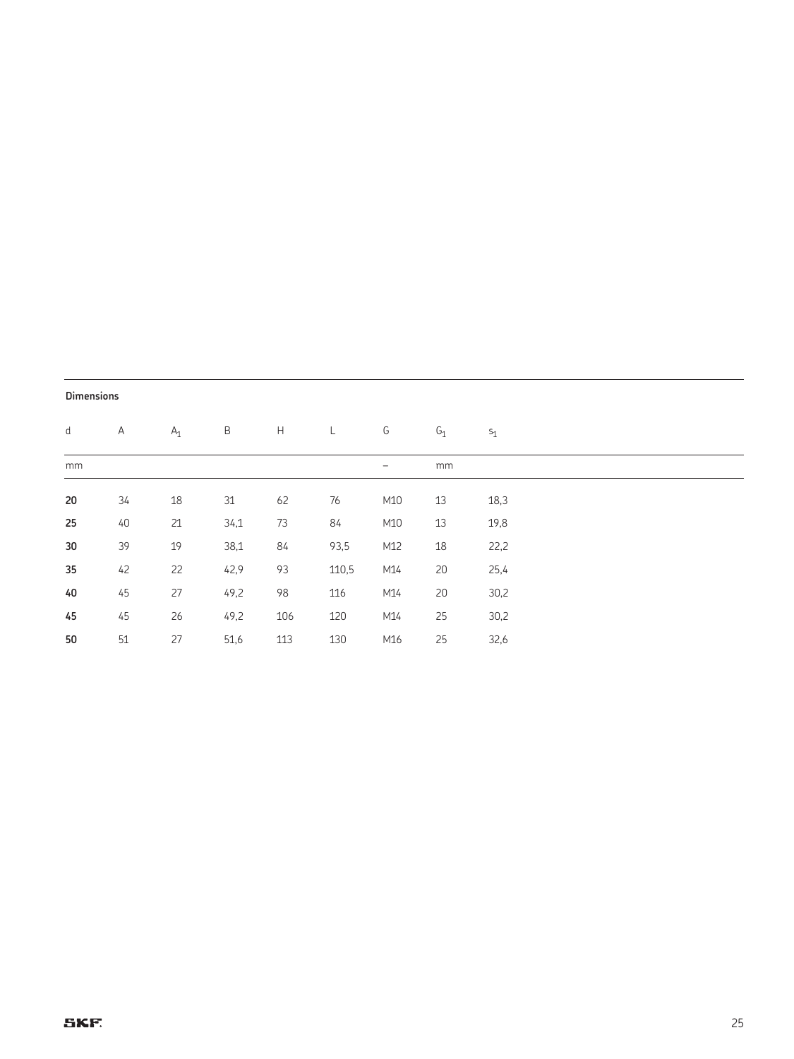**Dimensions**

| d | A | $A_1$ | B | H | L | G | $G_1$ | $s_1$ |
|---|---|---|---|---|---|---|---|---|
| mm | | | | | | – | mm | |
| **20** | 34 | 18 | 31 | 62 | 76 | M10 | 13 | 18,3 |
| **25** | 40 | 21 | 34,1 | 73 | 84 | M10 | 13 | 19,8 |
| **30** | 39 | 19 | 38,1 | 84 | 93,5 | M12 | 18 | 22,2 |
| **35** | 42 | 22 | 42,9 | 93 | 110,5 | M14 | 20 | 25,4 |
| **40** | 45 | 27 | 49,2 | 98 | 116 | M14 | 20 | 30,2 |
| **45** | 45 | 26 | 49,2 | 106 | 120 | M14 | 25 | 30,2 |
| **50** | 51 | 27 | 51,6 | 113 | 130 | M16 | 25 | 32,6 |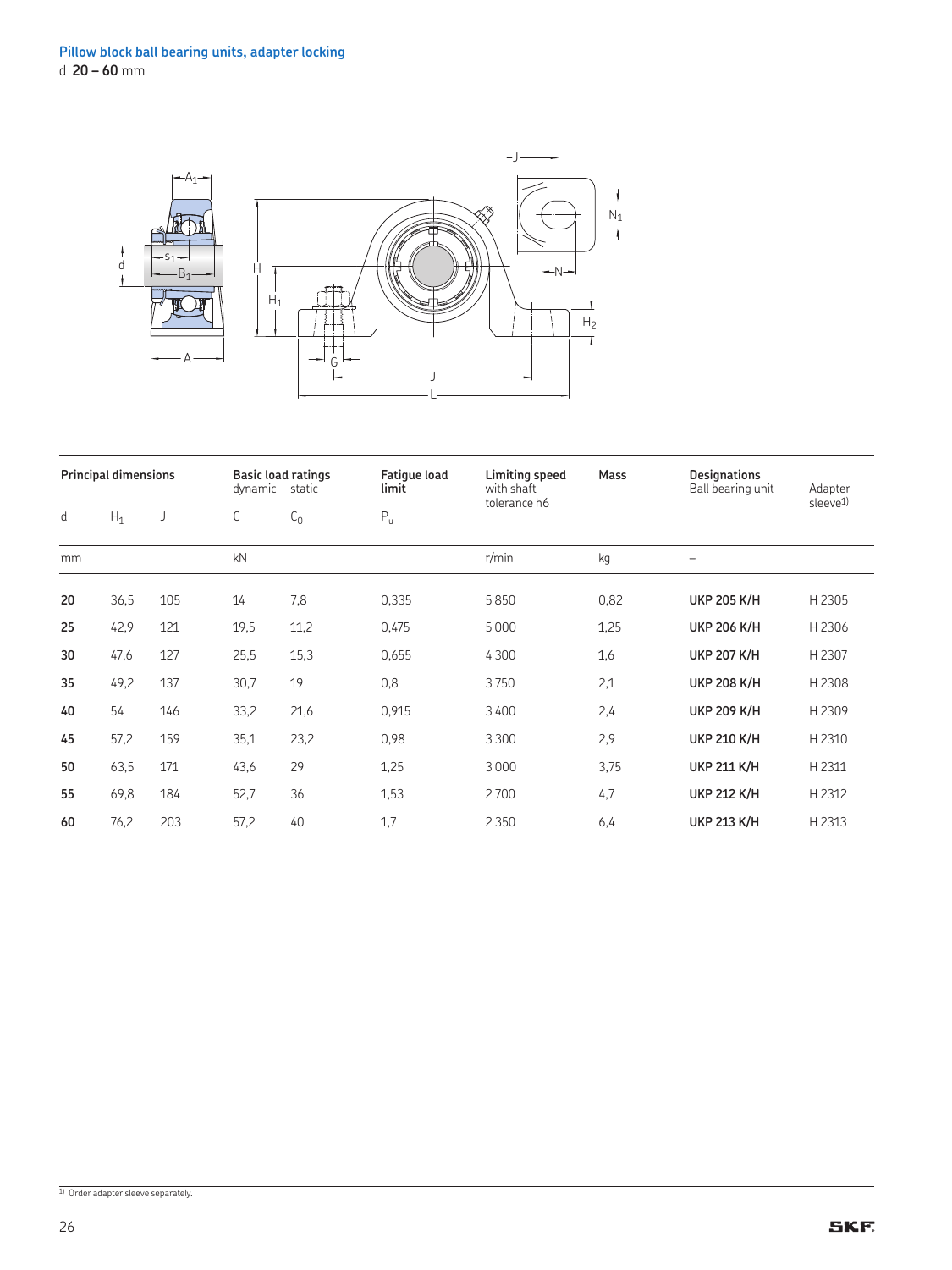## Pillow block ball bearing units, adapter locking

d **20 – 60** mm

| Principal dimensions | | | Basic load ratings | | Fatigue load limit | Limiting speed with shaft tolerance h6 | Mass | Designations | |
|---|---|---|---|---|---|---|---|---|---|
| | | | dynamic | static | | | | Ball bearing unit | Adapter sleeve[1] |
| d | $H_1$ | J | C | $C_0$ | $P_u$ | | | | |
| mm | | | kN | | | r/min | kg | – | |
| **20** | 36,5 | 105 | 14 | 7,8 | 0,335 | 5 850 | 0,82 | **UKP 205 K/H** | H 2305 |
| **25** | 42,9 | 121 | 19,5 | 11,2 | 0,475 | 5 000 | 1,25 | **UKP 206 K/H** | H 2306 |
| **30** | 47,6 | 127 | 25,5 | 15,3 | 0,655 | 4 300 | 1,6 | **UKP 207 K/H** | H 2307 |
| **35** | 49,2 | 137 | 30,7 | 19 | 0,8 | 3 750 | 2,1 | **UKP 208 K/H** | H 2308 |
| **40** | 54 | 146 | 33,2 | 21,6 | 0,915 | 3 400 | 2,4 | **UKP 209 K/H** | H 2309 |
| **45** | 57,2 | 159 | 35,1 | 23,2 | 0,98 | 3 300 | 2,9 | **UKP 210 K/H** | H 2310 |
| **50** | 63,5 | 171 | 43,6 | 29 | 1,25 | 3 000 | 3,75 | **UKP 211 K/H** | H 2311 |
| **55** | 69,8 | 184 | 52,7 | 36 | 1,53 | 2 700 | 4,7 | **UKP 212 K/H** | H 2312 |
| **60** | 76,2 | 203 | 57,2 | 40 | 1,7 | 2 350 | 6,4 | **UKP 213 K/H** | H 2313 |

[1] Order adapter sleeve separately.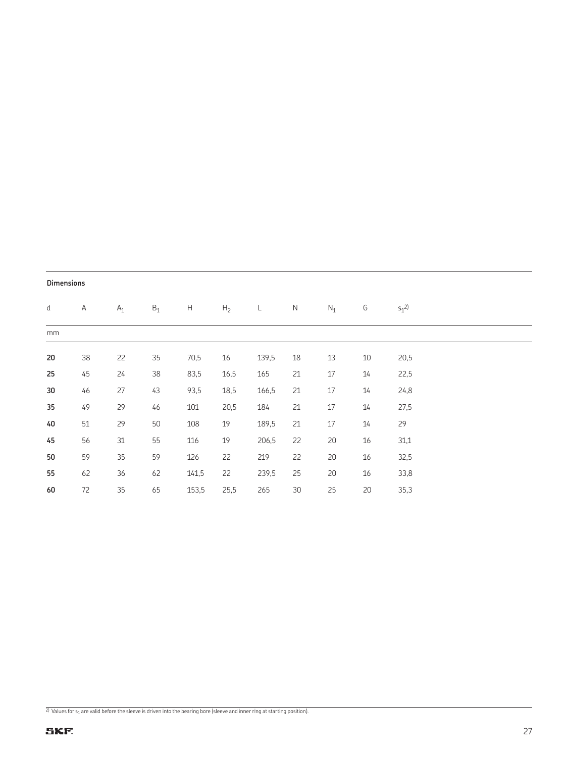**Dimensions**

| d | A | $A_1$ | $B_1$ | H | $H_2$ | L | N | $N_1$ | G | $s_1$[2)] |
|---|---|---|---|---|---|---|---|---|---|---|
| mm | | | | | | | | | | |
| **20** | 38 | 22 | 35 | 70,5 | 16 | 139,5 | 18 | 13 | 10 | 20,5 |
| **25** | 45 | 24 | 38 | 83,5 | 16,5 | 165 | 21 | 17 | 14 | 22,5 |
| **30** | 46 | 27 | 43 | 93,5 | 18,5 | 166,5 | 21 | 17 | 14 | 24,8 |
| **35** | 49 | 29 | 46 | 101 | 20,5 | 184 | 21 | 17 | 14 | 27,5 |
| **40** | 51 | 29 | 50 | 108 | 19 | 189,5 | 21 | 17 | 14 | 29 |
| **45** | 56 | 31 | 55 | 116 | 19 | 206,5 | 22 | 20 | 16 | 31,1 |
| **50** | 59 | 35 | 59 | 126 | 22 | 219 | 22 | 20 | 16 | 32,5 |
| **55** | 62 | 36 | 62 | 141,5 | 22 | 239,5 | 25 | 20 | 16 | 33,8 |
| **60** | 72 | 35 | 65 | 153,5 | 25,5 | 265 | 30 | 25 | 20 | 35,3 |

[2)] Values for $s_1$ are valid before the sleeve is driven into the bearing bore (sleeve and inner ring at starting position).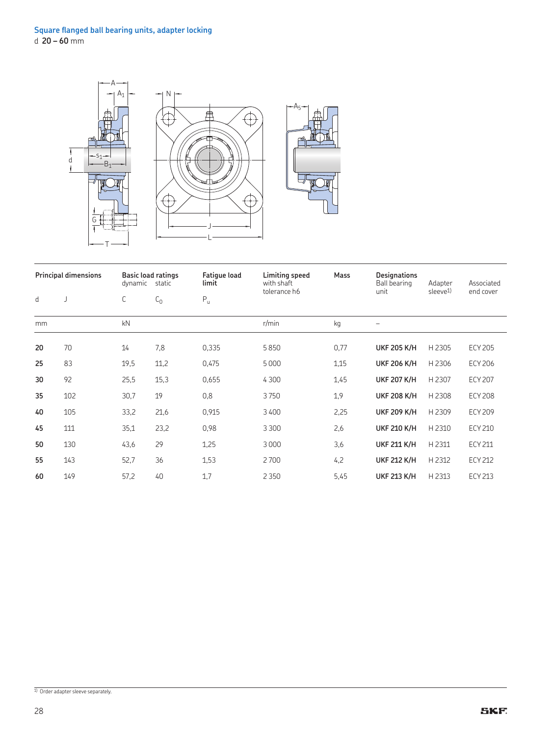## Square flanged ball bearing units, adapter locking

d **20 – 60** mm

| Principal dimensions | | Basic load ratings dynamic | static | Fatigue load limit | Limiting speed with shaft tolerance h6 | Mass | Designations Ball bearing unit | Adapter sleeve[1] | Associated end cover |
|---|---|---|---|---|---|---|---|---|---|
| d | J | C | $C_0$ | $P_u$ | | | | | |
| mm | | kN | | | r/min | kg | – | | |
| **20** | 70 | 14 | 7,8 | 0,335 | 5 850 | 0,77 | **UKF 205 K/H** | H 2305 | ECY 205 |
| **25** | 83 | 19,5 | 11,2 | 0,475 | 5 000 | 1,15 | **UKF 206 K/H** | H 2306 | ECY 206 |
| **30** | 92 | 25,5 | 15,3 | 0,655 | 4 300 | 1,45 | **UKF 207 K/H** | H 2307 | ECY 207 |
| **35** | 102 | 30,7 | 19 | 0,8 | 3 750 | 1,9 | **UKF 208 K/H** | H 2308 | ECY 208 |
| **40** | 105 | 33,2 | 21,6 | 0,915 | 3 400 | 2,25 | **UKF 209 K/H** | H 2309 | ECY 209 |
| **45** | 111 | 35,1 | 23,2 | 0,98 | 3 300 | 2,6 | **UKF 210 K/H** | H 2310 | ECY 210 |
| **50** | 130 | 43,6 | 29 | 1,25 | 3 000 | 3,6 | **UKF 211 K/H** | H 2311 | ECY 211 |
| **55** | 143 | 52,7 | 36 | 1,53 | 2 700 | 4,2 | **UKF 212 K/H** | H 2312 | ECY 212 |
| **60** | 149 | 57,2 | 40 | 1,7 | 2 350 | 5,45 | **UKF 213 K/H** | H 2313 | ECY 213 |

[1] Order adapter sleeve separately.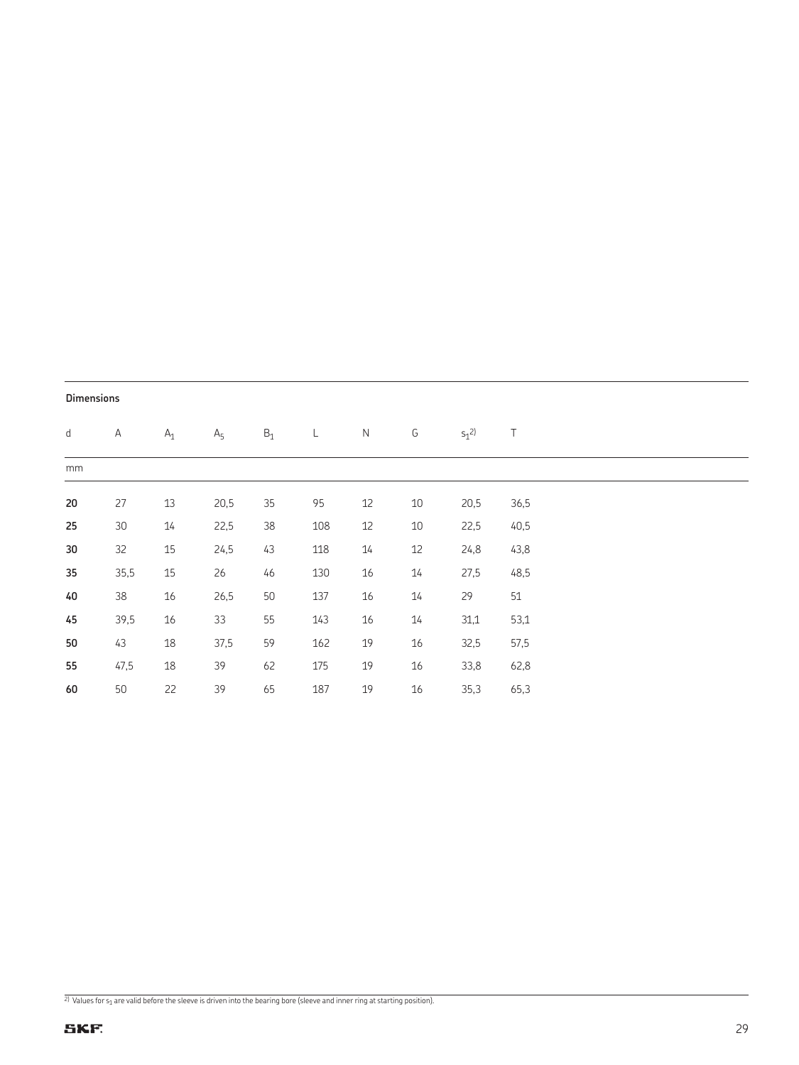**Dimensions**

| d | A | $A_1$ | $A_5$ | $B_1$ | L | N | G | $s_1$[2)] | T |
|---|---|---|---|---|---|---|---|---|---|
| mm | | | | | | | | | |
| **20** | 27 | 13 | 20,5 | 35 | 95 | 12 | 10 | 20,5 | 36,5 |
| **25** | 30 | 14 | 22,5 | 38 | 108 | 12 | 10 | 22,5 | 40,5 |
| **30** | 32 | 15 | 24,5 | 43 | 118 | 14 | 12 | 24,8 | 43,8 |
| **35** | 35,5 | 15 | 26 | 46 | 130 | 16 | 14 | 27,5 | 48,5 |
| **40** | 38 | 16 | 26,5 | 50 | 137 | 16 | 14 | 29 | 51 |
| **45** | 39,5 | 16 | 33 | 55 | 143 | 16 | 14 | 31,1 | 53,1 |
| **50** | 43 | 18 | 37,5 | 59 | 162 | 19 | 16 | 32,5 | 57,5 |
| **55** | 47,5 | 18 | 39 | 62 | 175 | 19 | 16 | 33,8 | 62,8 |
| **60** | 50 | 22 | 39 | 65 | 187 | 19 | 16 | 35,3 | 65,3 |

[2)] Values for $s_1$ are valid before the sleeve is driven into the bearing bore (sleeve and inner ring at starting position).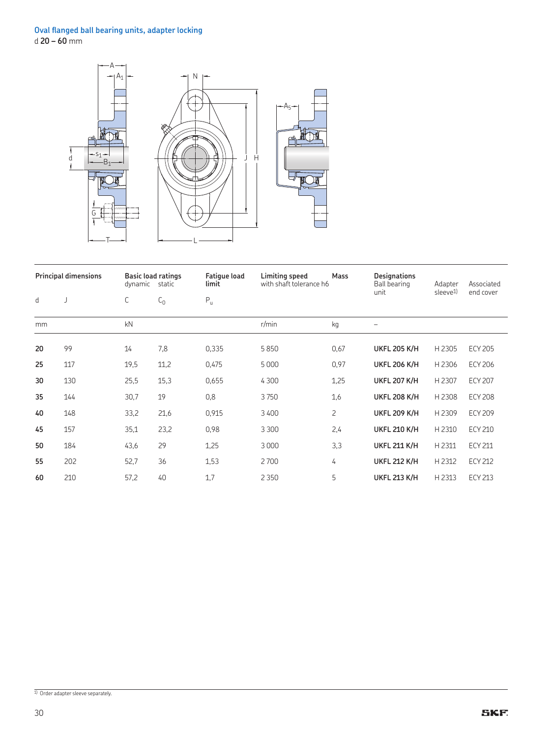## Oval flanged ball bearing units, adapter locking

d **20 – 60** mm

| Principal dimensions | | Basic load ratings dynamic | static | Fatigue load limit | Limiting speed with shaft tolerance h6 | Mass | Designations Ball bearing unit | Adapter sleeve[1] | Associated end cover |
|---|---|---|---|---|---|---|---|---|---|
| d | J | C | $C_0$ | $P_u$ | | | | | |
| mm | | kN | | | r/min | kg | – | | |
| **20** | 99 | 14 | 7,8 | 0,335 | 5 850 | 0,67 | **UKFL 205 K/H** | H 2305 | ECY 205 |
| **25** | 117 | 19,5 | 11,2 | 0,475 | 5 000 | 0,97 | **UKFL 206 K/H** | H 2306 | ECY 206 |
| **30** | 130 | 25,5 | 15,3 | 0,655 | 4 300 | 1,25 | **UKFL 207 K/H** | H 2307 | ECY 207 |
| **35** | 144 | 30,7 | 19 | 0,8 | 3 750 | 1,6 | **UKFL 208 K/H** | H 2308 | ECY 208 |
| **40** | 148 | 33,2 | 21,6 | 0,915 | 3 400 | 2 | **UKFL 209 K/H** | H 2309 | ECY 209 |
| **45** | 157 | 35,1 | 23,2 | 0,98 | 3 300 | 2,4 | **UKFL 210 K/H** | H 2310 | ECY 210 |
| **50** | 184 | 43,6 | 29 | 1,25 | 3 000 | 3,3 | **UKFL 211 K/H** | H 2311 | ECY 211 |
| **55** | 202 | 52,7 | 36 | 1,53 | 2 700 | 4 | **UKFL 212 K/H** | H 2312 | ECY 212 |
| **60** | 210 | 57,2 | 40 | 1,7 | 2 350 | 5 | **UKFL 213 K/H** | H 2313 | ECY 213 |

[1] Order adapter sleeve separately.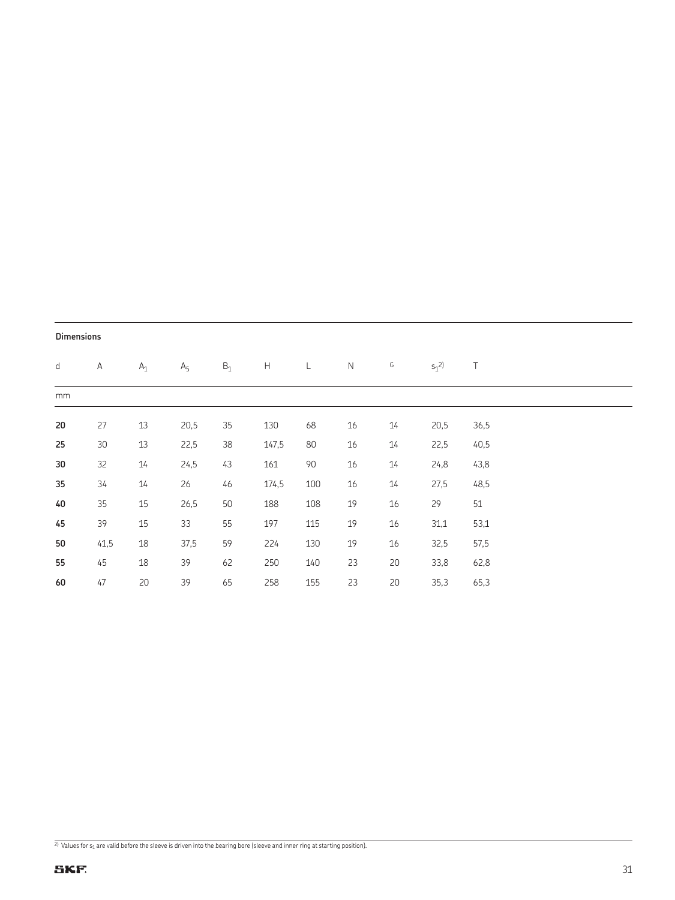**Dimensions**

| d | A | $A_1$ | $A_5$ | $B_1$ | H | L | N | G | $s_1$[2)] | T |
|---|---|---|---|---|---|---|---|---|---|---|
| mm | | | | | | | | | | |
| **20** | 27 | 13 | 20,5 | 35 | 130 | 68 | 16 | 14 | 20,5 | 36,5 |
| **25** | 30 | 13 | 22,5 | 38 | 147,5 | 80 | 16 | 14 | 22,5 | 40,5 |
| **30** | 32 | 14 | 24,5 | 43 | 161 | 90 | 16 | 14 | 24,8 | 43,8 |
| **35** | 34 | 14 | 26 | 46 | 174,5 | 100 | 16 | 14 | 27,5 | 48,5 |
| **40** | 35 | 15 | 26,5 | 50 | 188 | 108 | 19 | 16 | 29 | 51 |
| **45** | 39 | 15 | 33 | 55 | 197 | 115 | 19 | 16 | 31,1 | 53,1 |
| **50** | 41,5 | 18 | 37,5 | 59 | 224 | 130 | 19 | 16 | 32,5 | 57,5 |
| **55** | 45 | 18 | 39 | 62 | 250 | 140 | 23 | 20 | 33,8 | 62,8 |
| **60** | 47 | 20 | 39 | 65 | 258 | 155 | 23 | 20 | 35,3 | 65,3 |

[2)] Values for $s_1$ are valid before the sleeve is driven into the bearing bore (sleeve and inner ring at starting position).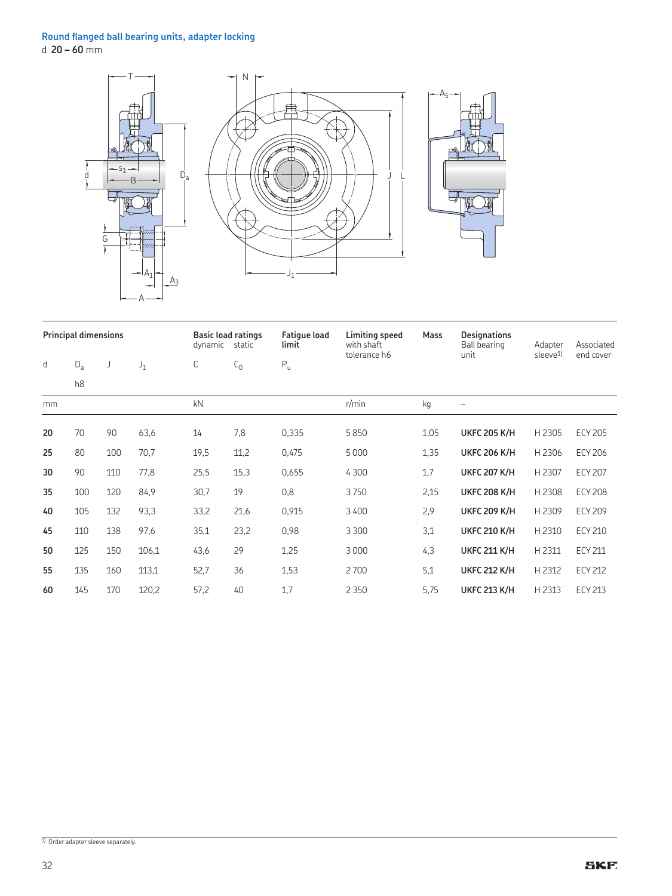## Round flanged ball bearing units, adapter locking

d **20 – 60** mm

| Principal dimensions | | | | Basic load ratings | | Fatigue load limit | Limiting speed with shaft tolerance h6 | Mass | Designations | | |
|---|---|---|---|---|---|---|---|---|---|---|---|
| | | | | dynamic | static | | | | Ball bearing unit | Adapter sleeve[1] | Associated end cover |
| d | $D_a$ h8 | J | $J_1$ | C | $C_0$ | $P_u$ | | | | | |
| mm | | | | kN | | | r/min | kg | – | | |
| **20** | 70 | 90 | 63,6 | 14 | 7,8 | 0,335 | 5 850 | 1,05 | **UKFC 205 K/H** | H 2305 | ECY 205 |
| **25** | 80 | 100 | 70,7 | 19,5 | 11,2 | 0,475 | 5 000 | 1,35 | **UKFC 206 K/H** | H 2306 | ECY 206 |
| **30** | 90 | 110 | 77,8 | 25,5 | 15,3 | 0,655 | 4 300 | 1,7 | **UKFC 207 K/H** | H 2307 | ECY 207 |
| **35** | 100 | 120 | 84,9 | 30,7 | 19 | 0,8 | 3 750 | 2,15 | **UKFC 208 K/H** | H 2308 | ECY 208 |
| **40** | 105 | 132 | 93,3 | 33,2 | 21,6 | 0,915 | 3 400 | 2,9 | **UKFC 209 K/H** | H 2309 | ECY 209 |
| **45** | 110 | 138 | 97,6 | 35,1 | 23,2 | 0,98 | 3 300 | 3,1 | **UKFC 210 K/H** | H 2310 | ECY 210 |
| **50** | 125 | 150 | 106,1 | 43,6 | 29 | 1,25 | 3 000 | 4,3 | **UKFC 211 K/H** | H 2311 | ECY 211 |
| **55** | 135 | 160 | 113,1 | 52,7 | 36 | 1,53 | 2 700 | 5,1 | **UKFC 212 K/H** | H 2312 | ECY 212 |
| **60** | 145 | 170 | 120,2 | 57,2 | 40 | 1,7 | 2 350 | 5,75 | **UKFC 213 K/H** | H 2313 | ECY 213 |

[1] Order adapter sleeve separately.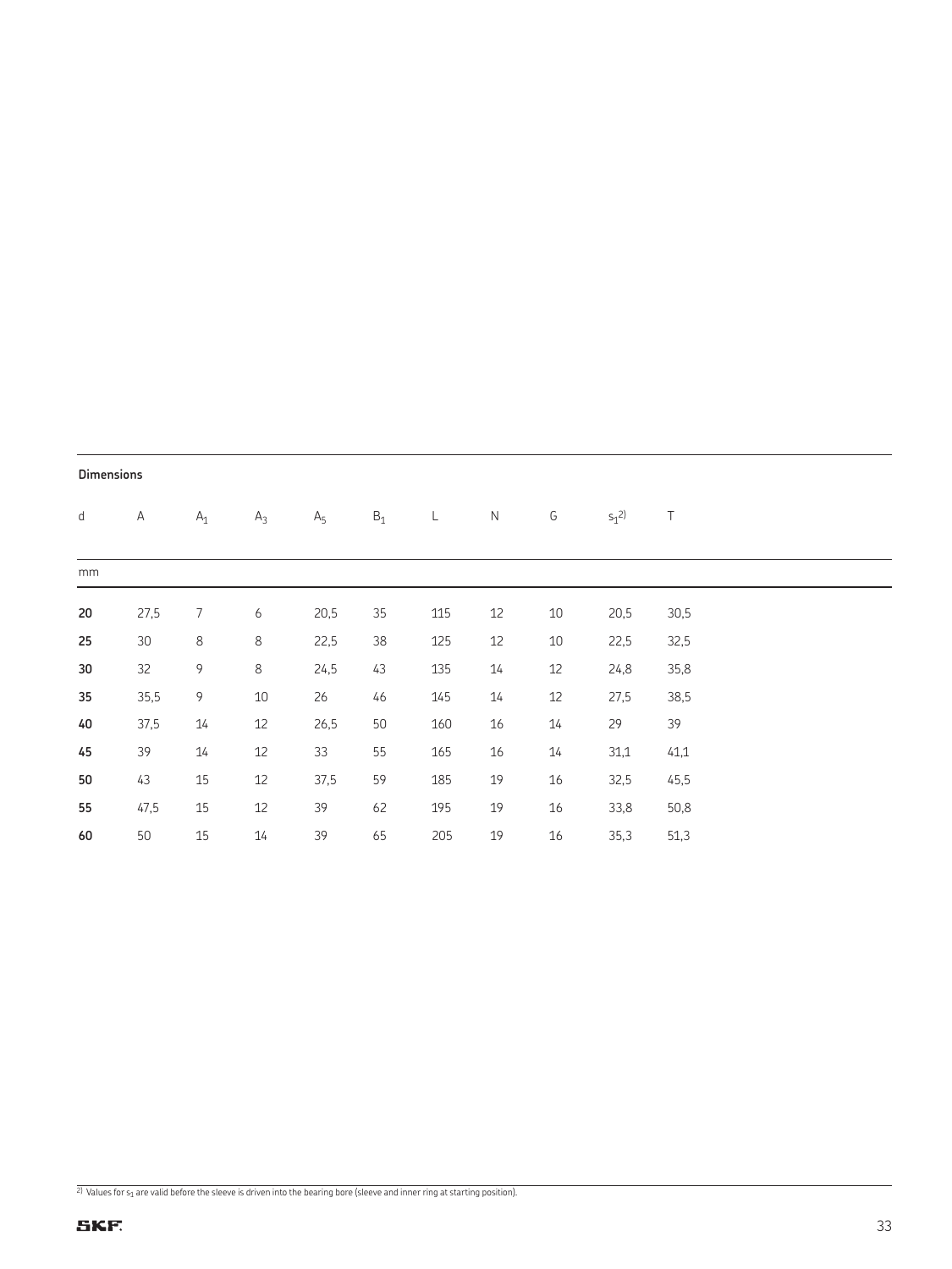**Dimensions**

| d | A | $A_1$ | $A_3$ | $A_5$ | $B_1$ | L | N | G | $s_1$[2)] | T |
|---|---|---|---|---|---|---|---|---|---|---|
| mm | | | | | | | | | | |
| **20** | 27,5 | 7 | 6 | 20,5 | 35 | 115 | 12 | 10 | 20,5 | 30,5 |
| **25** | 30 | 8 | 8 | 22,5 | 38 | 125 | 12 | 10 | 22,5 | 32,5 |
| **30** | 32 | 9 | 8 | 24,5 | 43 | 135 | 14 | 12 | 24,8 | 35,8 |
| **35** | 35,5 | 9 | 10 | 26 | 46 | 145 | 14 | 12 | 27,5 | 38,5 |
| **40** | 37,5 | 14 | 12 | 26,5 | 50 | 160 | 16 | 14 | 29 | 39 |
| **45** | 39 | 14 | 12 | 33 | 55 | 165 | 16 | 14 | 31,1 | 41,1 |
| **50** | 43 | 15 | 12 | 37,5 | 59 | 185 | 19 | 16 | 32,5 | 45,5 |
| **55** | 47,5 | 15 | 12 | 39 | 62 | 195 | 19 | 16 | 33,8 | 50,8 |
| **60** | 50 | 15 | 14 | 39 | 65 | 205 | 19 | 16 | 35,3 | 51,3 |

[2)] Values for $s_1$ are valid before the sleeve is driven into the bearing bore (sleeve and inner ring at starting position).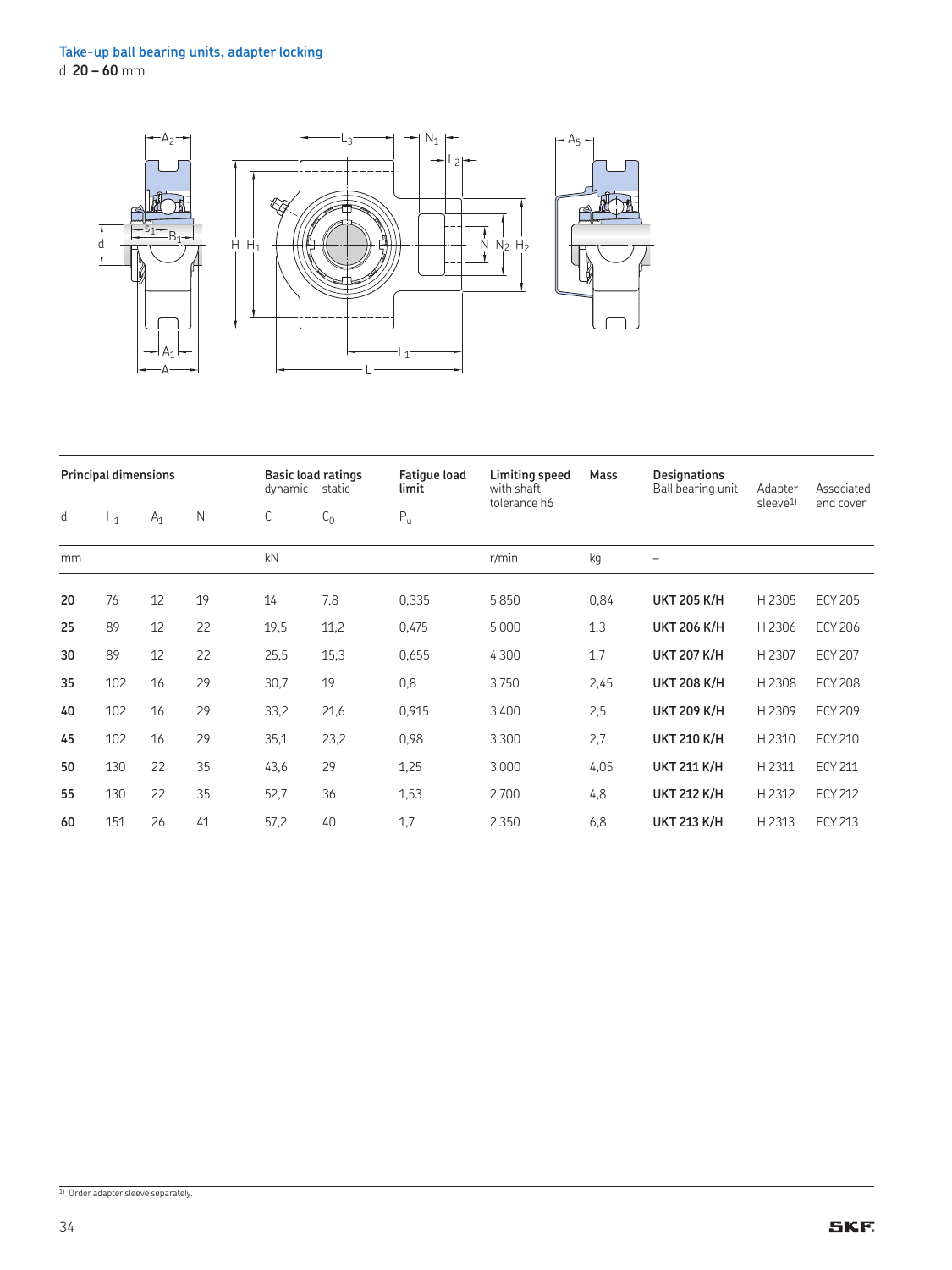## Take-up ball bearing units, adapter locking

d **20 – 60** mm

| Principal dimensions | | | | Basic load ratings dynamic | static | Fatigue load limit | Limiting speed with shaft tolerance h6 | Mass | Designations Ball bearing unit | Adapter sleeve[1] | Associated end cover |
|---|---|---|---|---|---|---|---|---|---|---|---|
| d | $H_1$ | $A_1$ | N | C | $C_0$ | $P_u$ | | | | | |
| mm | | | | kN | | | r/min | kg | – | | |
| **20** | 76 | 12 | 19 | 14 | 7,8 | 0,335 | 5 850 | 0,84 | **UKT 205 K/H** | H 2305 | ECY 205 |
| **25** | 89 | 12 | 22 | 19,5 | 11,2 | 0,475 | 5 000 | 1,3 | **UKT 206 K/H** | H 2306 | ECY 206 |
| **30** | 89 | 12 | 22 | 25,5 | 15,3 | 0,655 | 4 300 | 1,7 | **UKT 207 K/H** | H 2307 | ECY 207 |
| **35** | 102 | 16 | 29 | 30,7 | 19 | 0,8 | 3 750 | 2,45 | **UKT 208 K/H** | H 2308 | ECY 208 |
| **40** | 102 | 16 | 29 | 33,2 | 21,6 | 0,915 | 3 400 | 2,5 | **UKT 209 K/H** | H 2309 | ECY 209 |
| **45** | 102 | 16 | 29 | 35,1 | 23,2 | 0,98 | 3 300 | 2,7 | **UKT 210 K/H** | H 2310 | ECY 210 |
| **50** | 130 | 22 | 35 | 43,6 | 29 | 1,25 | 3 000 | 4,05 | **UKT 211 K/H** | H 2311 | ECY 211 |
| **55** | 130 | 22 | 35 | 52,7 | 36 | 1,53 | 2 700 | 4,8 | **UKT 212 K/H** | H 2312 | ECY 212 |
| **60** | 151 | 26 | 41 | 57,2 | 40 | 1,7 | 2 350 | 6,8 | **UKT 213 K/H** | H 2313 | ECY 213 |

[1] Order adapter sleeve separately.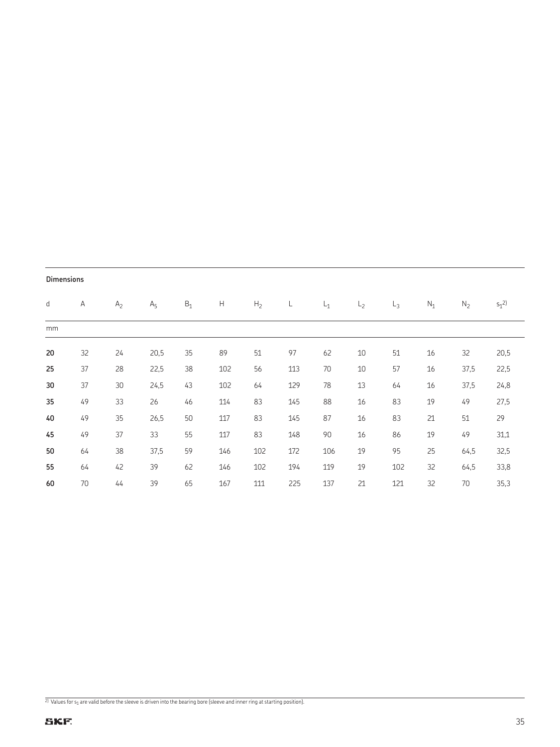**Dimensions**

| d | A | $A_2$ | $A_5$ | $B_1$ | H | $H_2$ | L | $L_1$ | $L_2$ | $L_3$ | $N_1$ | $N_2$ | $s_1$[2)] |
|---|---|---|---|---|---|---|---|---|---|---|---|---|---|
| mm | | | | | | | | | | | | | |
| **20** | 32 | 24 | 20,5 | 35 | 89 | 51 | 97 | 62 | 10 | 51 | 16 | 32 | 20,5 |
| **25** | 37 | 28 | 22,5 | 38 | 102 | 56 | 113 | 70 | 10 | 57 | 16 | 37,5 | 22,5 |
| **30** | 37 | 30 | 24,5 | 43 | 102 | 64 | 129 | 78 | 13 | 64 | 16 | 37,5 | 24,8 |
| **35** | 49 | 33 | 26 | 46 | 114 | 83 | 145 | 88 | 16 | 83 | 19 | 49 | 27,5 |
| **40** | 49 | 35 | 26,5 | 50 | 117 | 83 | 145 | 87 | 16 | 83 | 21 | 51 | 29 |
| **45** | 49 | 37 | 33 | 55 | 117 | 83 | 148 | 90 | 16 | 86 | 19 | 49 | 31,1 |
| **50** | 64 | 38 | 37,5 | 59 | 146 | 102 | 172 | 106 | 19 | 95 | 25 | 64,5 | 32,5 |
| **55** | 64 | 42 | 39 | 62 | 146 | 102 | 194 | 119 | 19 | 102 | 32 | 64,5 | 33,8 |
| **60** | 70 | 44 | 39 | 65 | 167 | 111 | 225 | 137 | 21 | 121 | 32 | 70 | 35,3 |

[2)] Values for $s_1$ are valid before the sleeve is driven into the bearing bore (sleeve and inner ring at starting position).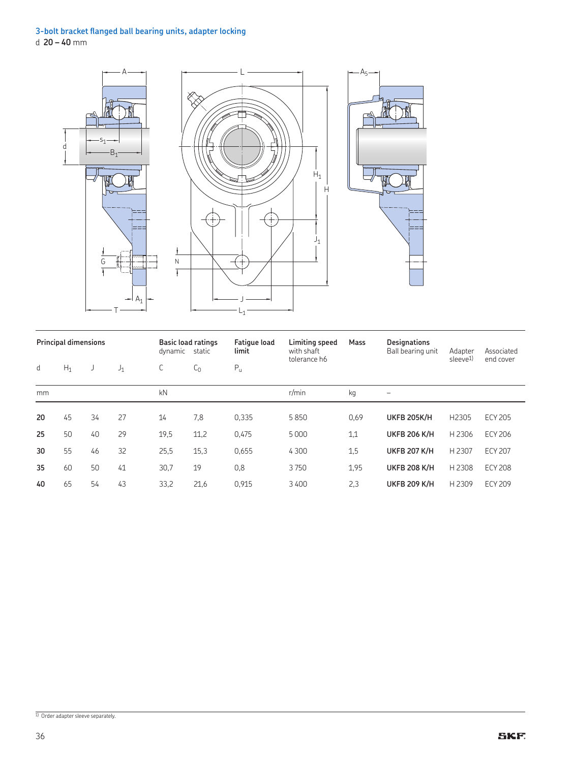## 3-bolt bracket flanged ball bearing units, adapter locking

d **20 – 40** mm

| Principal dimensions | | | | Basic load ratings dynamic | static | Fatigue load limit | Limiting speed with shaft tolerance h6 | Mass | Designations Ball bearing unit | Adapter sleeve[1] | Associated end cover |
|---|---|---|---|---|---|---|---|---|---|---|---|
| d | $H_1$ | J | $J_1$ | C | $C_0$ | $P_u$ | | | | | |
| mm | | | | kN | | | r/min | kg | – | | |
| **20** | 45 | 34 | 27 | 14 | 7,8 | 0,335 | 5 850 | 0,69 | **UKFB 205K/H** | H2305 | ECY 205 |
| **25** | 50 | 40 | 29 | 19,5 | 11,2 | 0,475 | 5 000 | 1,1 | **UKFB 206 K/H** | H 2306 | ECY 206 |
| **30** | 55 | 46 | 32 | 25,5 | 15,3 | 0,655 | 4 300 | 1,5 | **UKFB 207 K/H** | H 2307 | ECY 207 |
| **35** | 60 | 50 | 41 | 30,7 | 19 | 0,8 | 3 750 | 1,95 | **UKFB 208 K/H** | H 2308 | ECY 208 |
| **40** | 65 | 54 | 43 | 33,2 | 21,6 | 0,915 | 3 400 | 2,3 | **UKFB 209 K/H** | H 2309 | ECY 209 |

[1] Order adapter sleeve separately.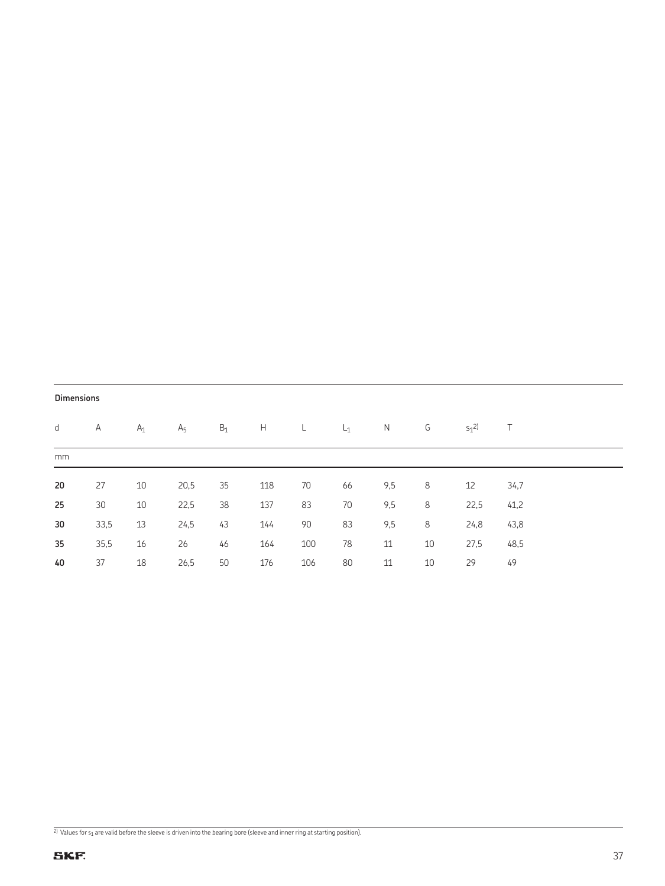**Dimensions**

| d | A | $A_1$ | $A_5$ | $B_1$ | H | L | $L_1$ | N | G | $s_1$[2] | T |
|---|---|---|---|---|---|---|---|---|---|---|---|
| mm | | | | | | | | | | | |
| **20** | 27 | 10 | 20,5 | 35 | 118 | 70 | 66 | 9,5 | 8 | 12 | 34,7 |
| **25** | 30 | 10 | 22,5 | 38 | 137 | 83 | 70 | 9,5 | 8 | 22,5 | 41,2 |
| **30** | 33,5 | 13 | 24,5 | 43 | 144 | 90 | 83 | 9,5 | 8 | 24,8 | 43,8 |
| **35** | 35,5 | 16 | 26 | 46 | 164 | 100 | 78 | 11 | 10 | 27,5 | 48,5 |
| **40** | 37 | 18 | 26,5 | 50 | 176 | 106 | 80 | 11 | 10 | 29 | 49 |

[2] Values for $s_1$ are valid before the sleeve is driven into the bearing bore (sleeve and inner ring at starting position).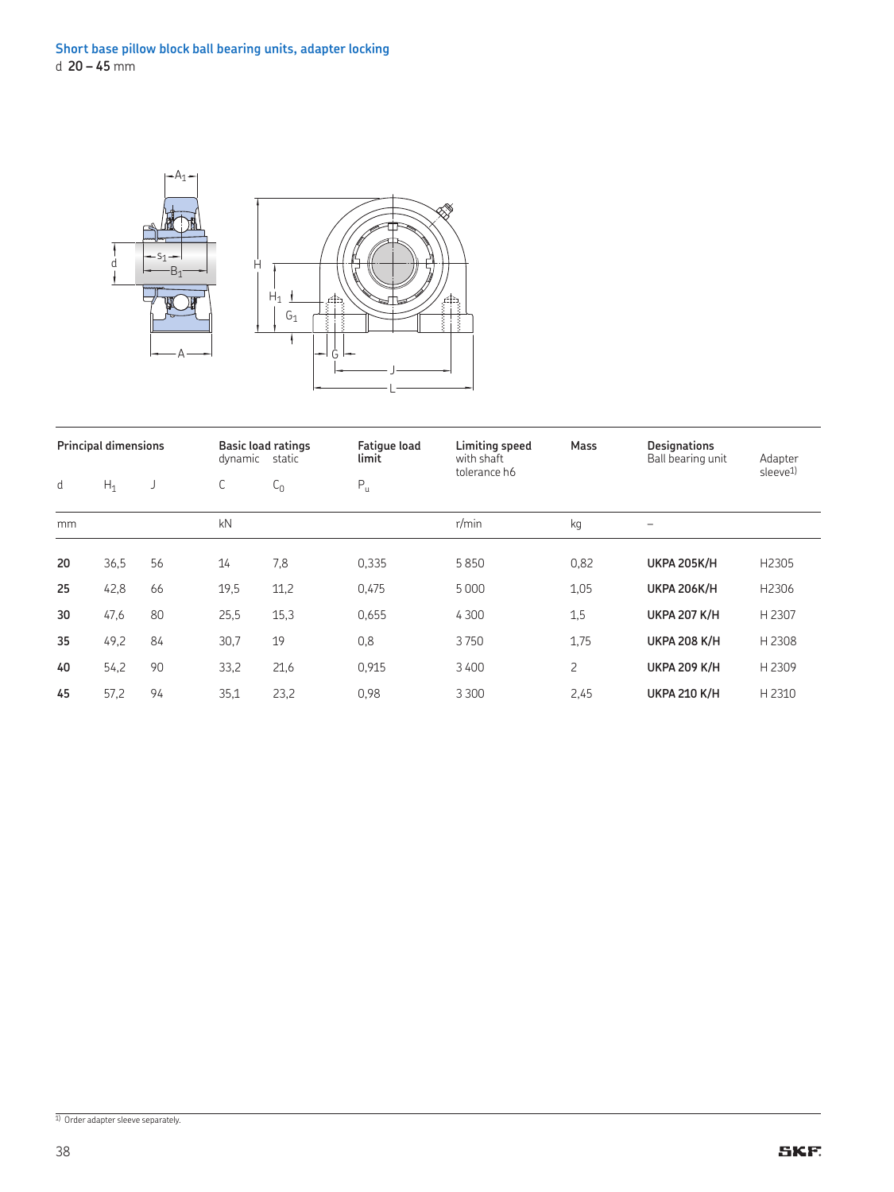## Short base pillow block ball bearing units, adapter locking

d **20 – 45** mm

| Principal dimensions | | | Basic load ratings dynamic | static | Fatigue load limit | Limiting speed with shaft tolerance h6 | Mass | Designations Ball bearing unit | Adapter sleeve[1] |
|---|---|---|---|---|---|---|---|---|---|
| d | $H_1$ | J | C | $C_0$ | $P_u$ | | | | |
| mm | | | kN | | | r/min | kg | – | |
| **20** | 36,5 | 56 | 14 | 7,8 | 0,335 | 5 850 | 0,82 | **UKPA 205K/H** | H2305 |
| **25** | 42,8 | 66 | 19,5 | 11,2 | 0,475 | 5 000 | 1,05 | **UKPA 206K/H** | H2306 |
| **30** | 47,6 | 80 | 25,5 | 15,3 | 0,655 | 4 300 | 1,5 | **UKPA 207 K/H** | H 2307 |
| **35** | 49,2 | 84 | 30,7 | 19 | 0,8 | 3 750 | 1,75 | **UKPA 208 K/H** | H 2308 |
| **40** | 54,2 | 90 | 33,2 | 21,6 | 0,915 | 3 400 | 2 | **UKPA 209 K/H** | H 2309 |
| **45** | 57,2 | 94 | 35,1 | 23,2 | 0,98 | 3 300 | 2,45 | **UKPA 210 K/H** | H 2310 |

[1] Order adapter sleeve separately.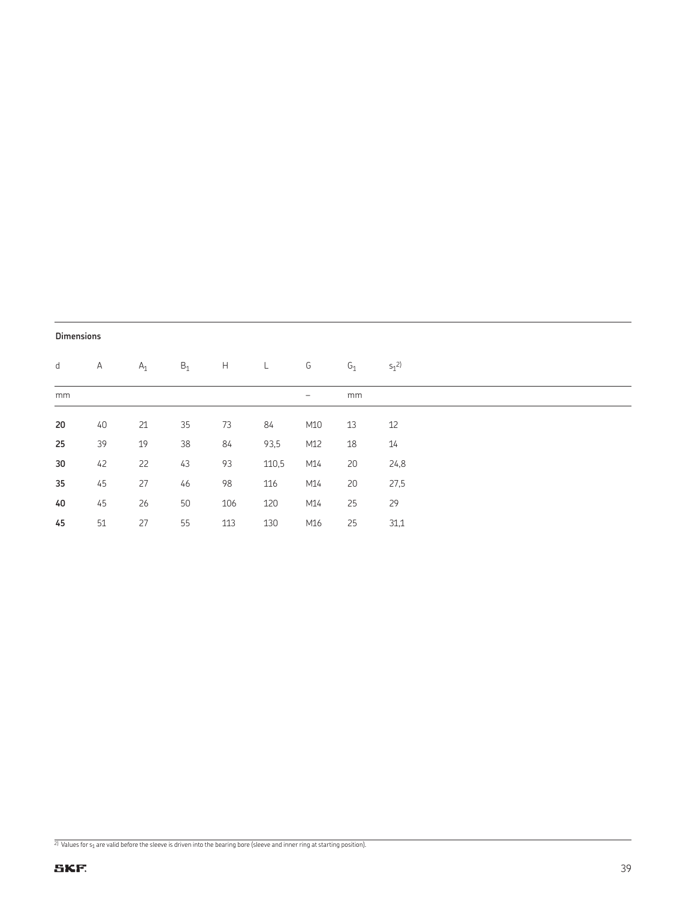**Dimensions**

| d | A | $A_1$ | $B_1$ | H | L | G | $G_1$ | $s_1$[2)] |
|---|---|---|---|---|---|---|---|---|
| mm | | | | | | – | mm | |
| **20** | 40 | 21 | 35 | 73 | 84 | M10 | 13 | 12 |
| **25** | 39 | 19 | 38 | 84 | 93,5 | M12 | 18 | 14 |
| **30** | 42 | 22 | 43 | 93 | 110,5 | M14 | 20 | 24,8 |
| **35** | 45 | 27 | 46 | 98 | 116 | M14 | 20 | 27,5 |
| **40** | 45 | 26 | 50 | 106 | 120 | M14 | 25 | 29 |
| **45** | 51 | 27 | 55 | 113 | 130 | M16 | 25 | 31,1 |

[2)] Values for $s_1$ are valid before the sleeve is driven into the bearing bore (sleeve and inner ring at starting position).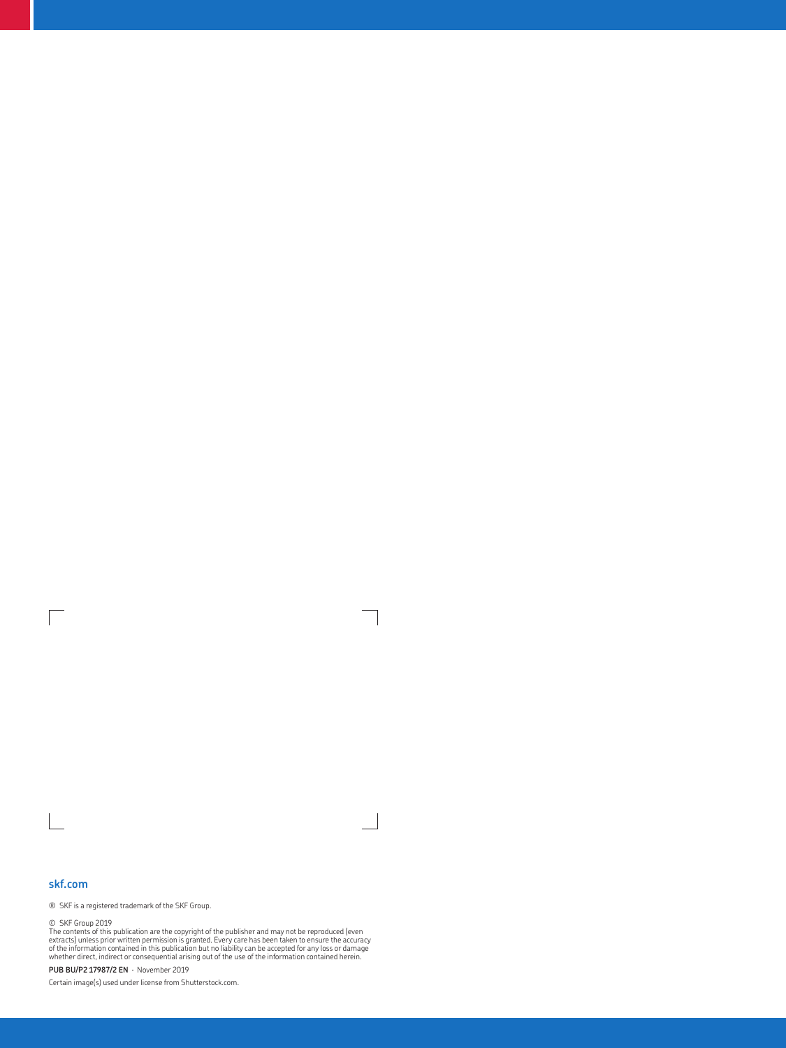**skf.com**

® SKF is a registered trademark of the SKF Group.

© SKF Group 2019
The contents of this publication are the copyright of the publisher and may not be reproduced (even extracts) unless prior written permission is granted. Every care has been taken to ensure the accuracy of the information contained in this publication but no liability can be accepted for any loss or damage whether direct, indirect or consequential arising out of the use of the information contained herein.

**PUB BU/P2 17987/2 EN** · November 2019

Certain image(s) used under license from Shutterstock.com.